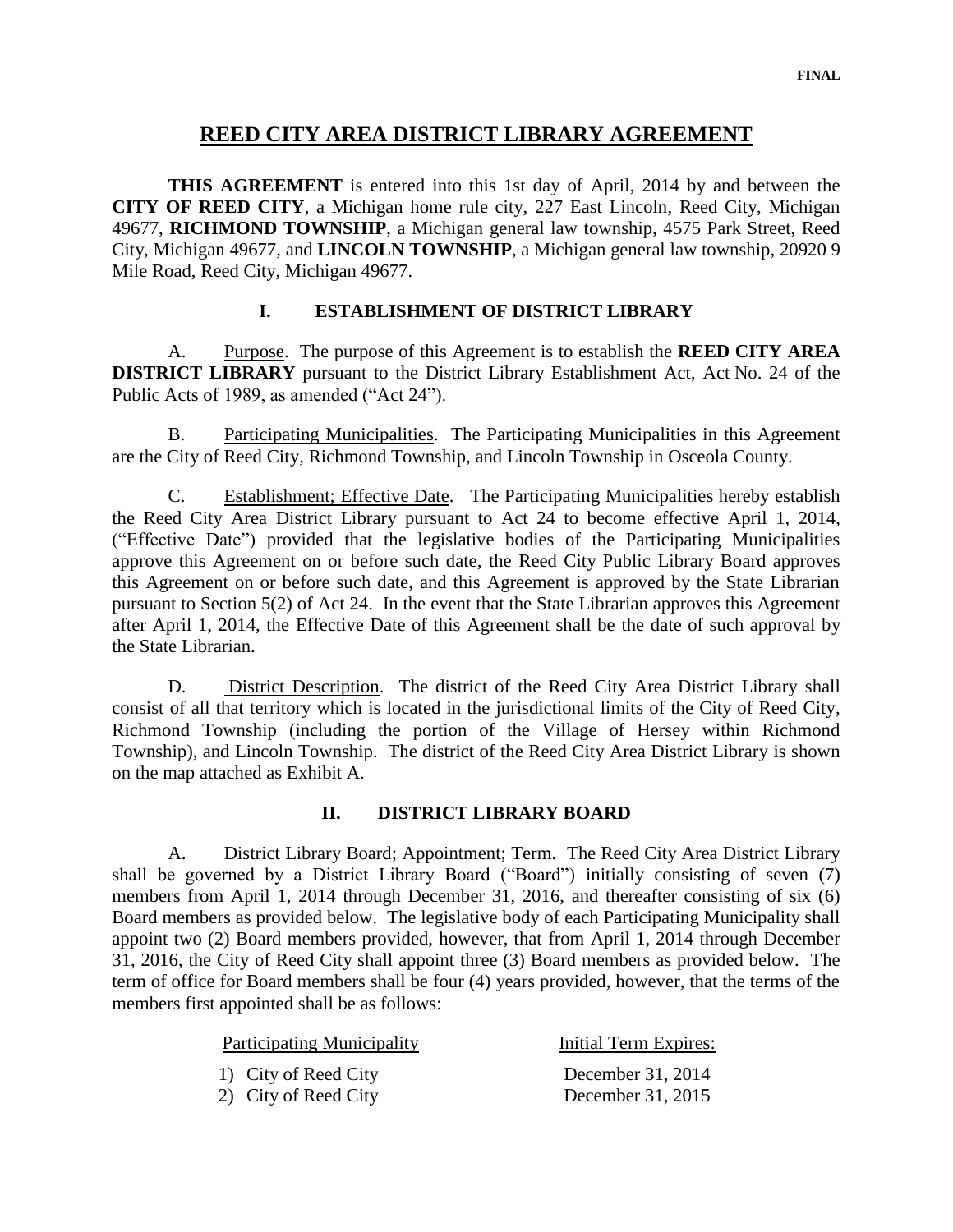**FINAL**

# REED CITY AREA DISTRICT LIBRARY AGREEMENT

**THIS AGREEMENT** is entered into this 1st day of April, 2014 by and between the **CITY OF REED CITY**, a Michigan home rule city, 227 East Lincoln, Reed City, Michigan 49677, **RICHMOND TOWNSHIP**, a Michigan general law township, 4575 Park Street, Reed City, Michigan 49677, and **LINCOLN TOWNSHIP**, a Michigan general law township, 20920 9 Mile Road, Reed City, Michigan 49677.

## I. ESTABLISHMENT OF DISTRICT LIBRARY

A. Purpose. The purpose of this Agreement is to establish the **REED CITY AREA DISTRICT LIBRARY** pursuant to the District Library Establishment Act, Act No. 24 of the Public Acts of 1989, as amended ("Act 24").

B. Participating Municipalities. The Participating Municipalities in this Agreement are the City of Reed City, Richmond Township, and Lincoln Township in Osceola County.

C. Establishment; Effective Date. The Participating Municipalities hereby establish the Reed City Area District Library pursuant to Act 24 to become effective April 1, 2014, ("Effective Date") provided that the legislative bodies of the Participating Municipalities approve this Agreement on or before such date, the Reed City Public Library Board approves this Agreement on or before such date, and this Agreement is approved by the State Librarian pursuant to Section 5(2) of Act 24. In the event that the State Librarian approves this Agreement after April 1, 2014, the Effective Date of this Agreement shall be the date of such approval by the State Librarian.

D. District Description. The district of the Reed City Area District Library shall consist of all that territory which is located in the jurisdictional limits of the City of Reed City, Richmond Township (including the portion of the Village of Hersey within Richmond Township), and Lincoln Township. The district of the Reed City Area District Library is shown on the map attached as Exhibit A.

## II. DISTRICT LIBRARY BOARD

A. District Library Board; Appointment; Term. The Reed City Area District Library shall be governed by a District Library Board ("Board") initially consisting of seven (7) members from April 1, 2014 through December 31, 2016, and thereafter consisting of six (6) Board members as provided below. The legislative body of each Participating Municipality shall appoint two (2) Board members provided, however, that from April 1, 2014 through December 31, 2016, the City of Reed City shall appoint three (3) Board members as provided below. The term of office for Board members shall be four (4) years provided, however, that the terms of the members first appointed shall be as follows:

| Participating Municipality | Initial Term Expires: |
|---|---|
| 1) City of Reed City | December 31, 2014 |
| 2) City of Reed City | December 31, 2015 |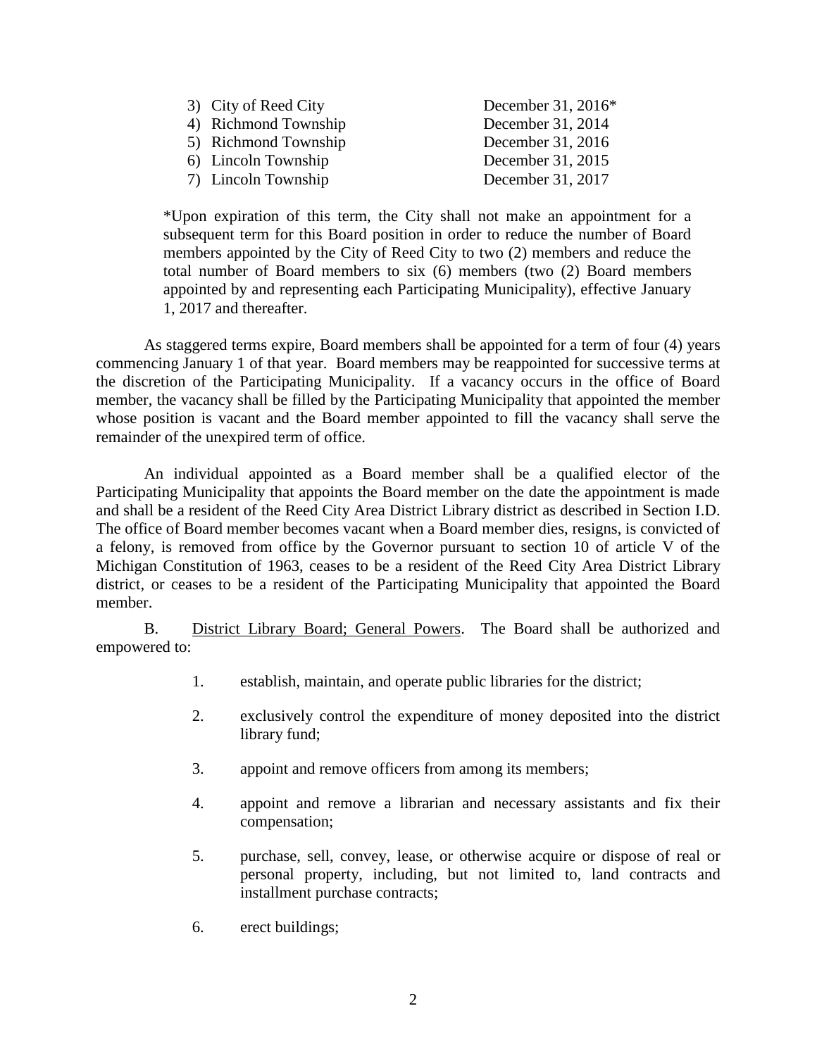3) City of Reed City December 31, 2016*
4) Richmond Township December 31, 2014
5) Richmond Township December 31, 2016
6) Lincoln Township December 31, 2015
7) Lincoln Township December 31, 2017

*Upon expiration of this term, the City shall not make an appointment for a subsequent term for this Board position in order to reduce the number of Board members appointed by the City of Reed City to two (2) members and reduce the total number of Board members to six (6) members (two (2) Board members appointed by and representing each Participating Municipality), effective January 1, 2017 and thereafter.

As staggered terms expire, Board members shall be appointed for a term of four (4) years commencing January 1 of that year. Board members may be reappointed for successive terms at the discretion of the Participating Municipality. If a vacancy occurs in the office of Board member, the vacancy shall be filled by the Participating Municipality that appointed the member whose position is vacant and the Board member appointed to fill the vacancy shall serve the remainder of the unexpired term of office.

An individual appointed as a Board member shall be a qualified elector of the Participating Municipality that appoints the Board member on the date the appointment is made and shall be a resident of the Reed City Area District Library district as described in Section I.D. The office of Board member becomes vacant when a Board member dies, resigns, is convicted of a felony, is removed from office by the Governor pursuant to section 10 of article V of the Michigan Constitution of 1963, ceases to be a resident of the Reed City Area District Library district, or ceases to be a resident of the Participating Municipality that appointed the Board member.

B. District Library Board; General Powers. The Board shall be authorized and empowered to:

1. establish, maintain, and operate public libraries for the district;

2. exclusively control the expenditure of money deposited into the district library fund;

3. appoint and remove officers from among its members;

4. appoint and remove a librarian and necessary assistants and fix their compensation;

5. purchase, sell, convey, lease, or otherwise acquire or dispose of real or personal property, including, but not limited to, land contracts and installment purchase contracts;

6. erect buildings;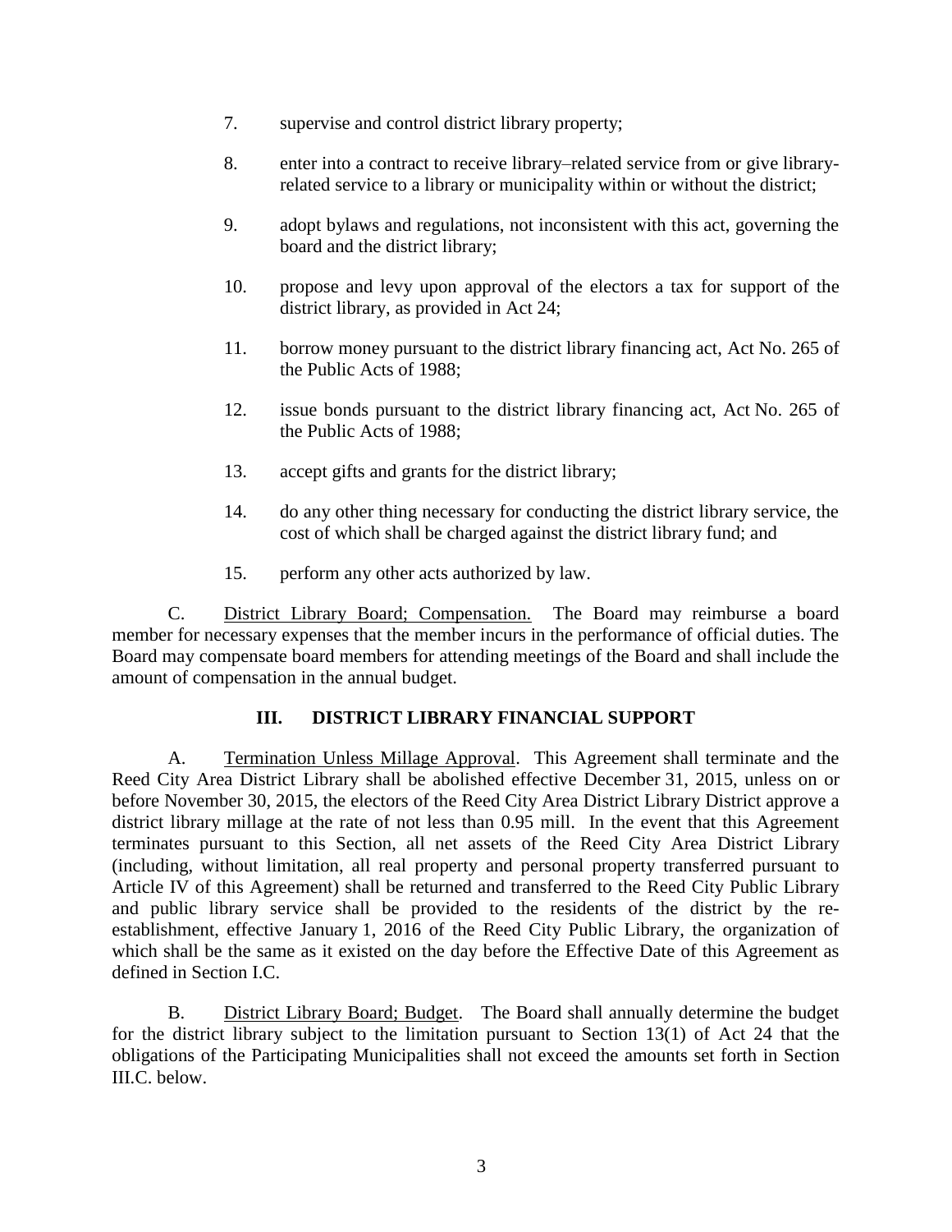7. supervise and control district library property;

8. enter into a contract to receive library–related service from or give library-related service to a library or municipality within or without the district;

9. adopt bylaws and regulations, not inconsistent with this act, governing the board and the district library;

10. propose and levy upon approval of the electors a tax for support of the district library, as provided in Act 24;

11. borrow money pursuant to the district library financing act, Act No. 265 of the Public Acts of 1988;

12. issue bonds pursuant to the district library financing act, Act No. 265 of the Public Acts of 1988;

13. accept gifts and grants for the district library;

14. do any other thing necessary for conducting the district library service, the cost of which shall be charged against the district library fund; and

15. perform any other acts authorized by law.

C. District Library Board; Compensation. The Board may reimburse a board member for necessary expenses that the member incurs in the performance of official duties. The Board may compensate board members for attending meetings of the Board and shall include the amount of compensation in the annual budget.

## III. DISTRICT LIBRARY FINANCIAL SUPPORT

A. Termination Unless Millage Approval. This Agreement shall terminate and the Reed City Area District Library shall be abolished effective December 31, 2015, unless on or before November 30, 2015, the electors of the Reed City Area District Library District approve a district library millage at the rate of not less than 0.95 mill. In the event that this Agreement terminates pursuant to this Section, all net assets of the Reed City Area District Library (including, without limitation, all real property and personal property transferred pursuant to Article IV of this Agreement) shall be returned and transferred to the Reed City Public Library and public library service shall be provided to the residents of the district by the re-establishment, effective January 1, 2016 of the Reed City Public Library, the organization of which shall be the same as it existed on the day before the Effective Date of this Agreement as defined in Section I.C.

B. District Library Board; Budget. The Board shall annually determine the budget for the district library subject to the limitation pursuant to Section 13(1) of Act 24 that the obligations of the Participating Municipalities shall not exceed the amounts set forth in Section III.C. below.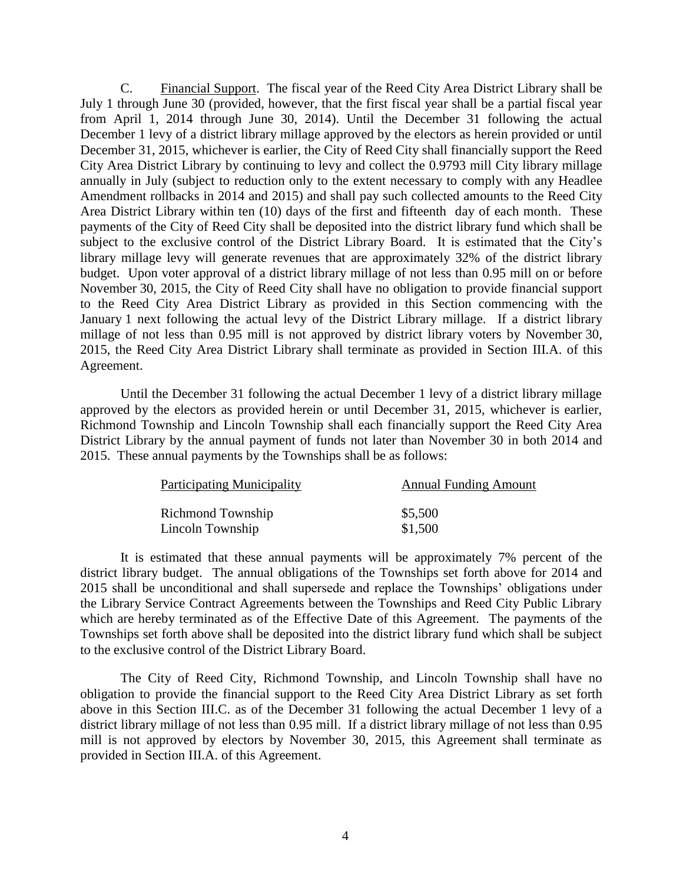C. Financial Support. The fiscal year of the Reed City Area District Library shall be July 1 through June 30 (provided, however, that the first fiscal year shall be a partial fiscal year from April 1, 2014 through June 30, 2014). Until the December 31 following the actual December 1 levy of a district library millage approved by the electors as herein provided or until December 31, 2015, whichever is earlier, the City of Reed City shall financially support the Reed City Area District Library by continuing to levy and collect the 0.9793 mill City library millage annually in July (subject to reduction only to the extent necessary to comply with any Headlee Amendment rollbacks in 2014 and 2015) and shall pay such collected amounts to the Reed City Area District Library within ten (10) days of the first and fifteenth day of each month. These payments of the City of Reed City shall be deposited into the district library fund which shall be subject to the exclusive control of the District Library Board. It is estimated that the City's library millage levy will generate revenues that are approximately 32% of the district library budget. Upon voter approval of a district library millage of not less than 0.95 mill on or before November 30, 2015, the City of Reed City shall have no obligation to provide financial support to the Reed City Area District Library as provided in this Section commencing with the January 1 next following the actual levy of the District Library millage. If a district library millage of not less than 0.95 mill is not approved by district library voters by November 30, 2015, the Reed City Area District Library shall terminate as provided in Section III.A. of this Agreement.

Until the December 31 following the actual December 1 levy of a district library millage approved by the electors as provided herein or until December 31, 2015, whichever is earlier, Richmond Township and Lincoln Township shall each financially support the Reed City Area District Library by the annual payment of funds not later than November 30 in both 2014 and 2015. These annual payments by the Townships shall be as follows:

| Participating Municipality | Annual Funding Amount |
|---|---|
| Richmond Township | \$5,500 |
| Lincoln Township | \$1,500 |

It is estimated that these annual payments will be approximately 7% percent of the district library budget. The annual obligations of the Townships set forth above for 2014 and 2015 shall be unconditional and shall supersede and replace the Townships' obligations under the Library Service Contract Agreements between the Townships and Reed City Public Library which are hereby terminated as of the Effective Date of this Agreement. The payments of the Townships set forth above shall be deposited into the district library fund which shall be subject to the exclusive control of the District Library Board.

The City of Reed City, Richmond Township, and Lincoln Township shall have no obligation to provide the financial support to the Reed City Area District Library as set forth above in this Section III.C. as of the December 31 following the actual December 1 levy of a district library millage of not less than 0.95 mill. If a district library millage of not less than 0.95 mill is not approved by electors by November 30, 2015, this Agreement shall terminate as provided in Section III.A. of this Agreement.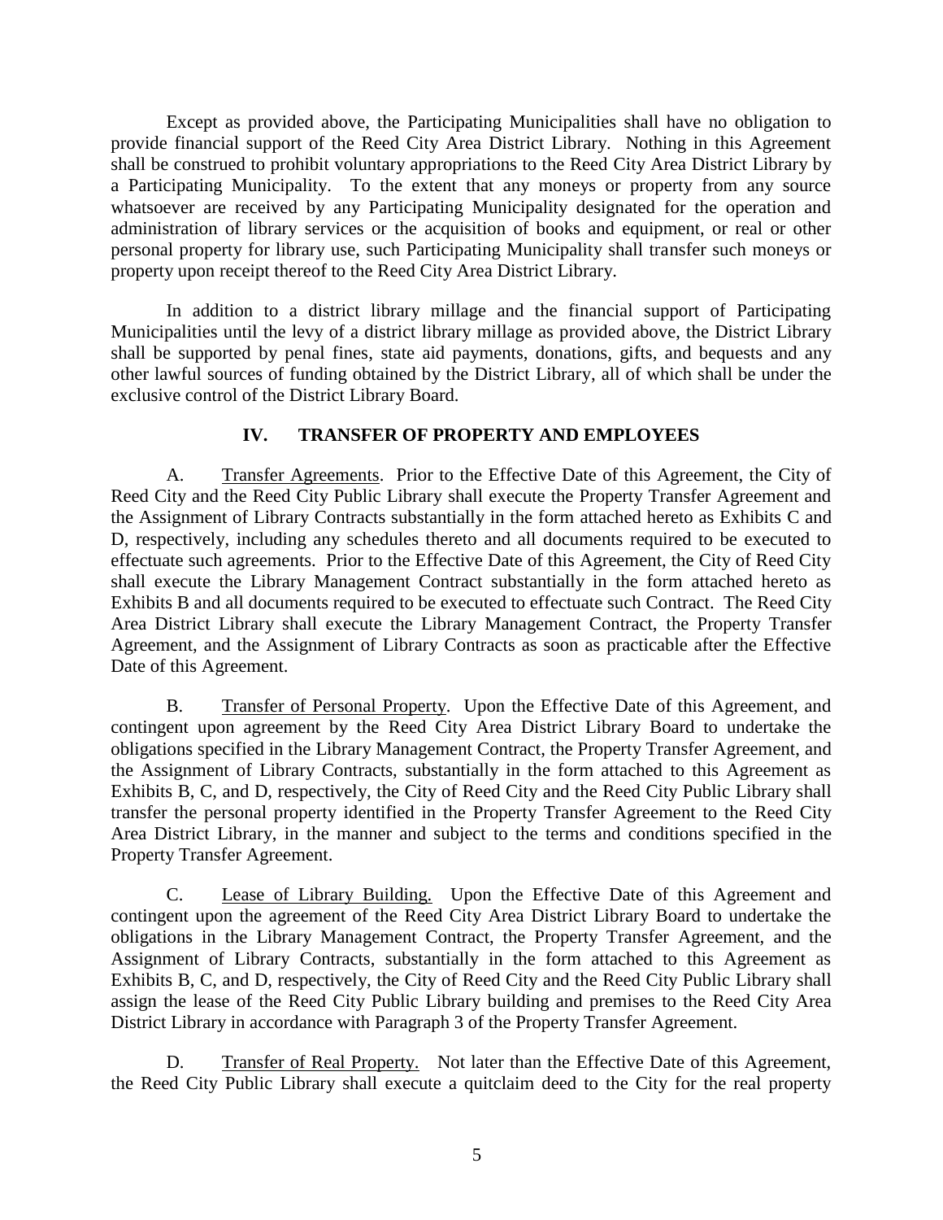Except as provided above, the Participating Municipalities shall have no obligation to provide financial support of the Reed City Area District Library. Nothing in this Agreement shall be construed to prohibit voluntary appropriations to the Reed City Area District Library by a Participating Municipality. To the extent that any moneys or property from any source whatsoever are received by any Participating Municipality designated for the operation and administration of library services or the acquisition of books and equipment, or real or other personal property for library use, such Participating Municipality shall transfer such moneys or property upon receipt thereof to the Reed City Area District Library.

In addition to a district library millage and the financial support of Participating Municipalities until the levy of a district library millage as provided above, the District Library shall be supported by penal fines, state aid payments, donations, gifts, and bequests and any other lawful sources of funding obtained by the District Library, all of which shall be under the exclusive control of the District Library Board.

## IV. TRANSFER OF PROPERTY AND EMPLOYEES

A. Transfer Agreements. Prior to the Effective Date of this Agreement, the City of Reed City and the Reed City Public Library shall execute the Property Transfer Agreement and the Assignment of Library Contracts substantially in the form attached hereto as Exhibits C and D, respectively, including any schedules thereto and all documents required to be executed to effectuate such agreements. Prior to the Effective Date of this Agreement, the City of Reed City shall execute the Library Management Contract substantially in the form attached hereto as Exhibits B and all documents required to be executed to effectuate such Contract. The Reed City Area District Library shall execute the Library Management Contract, the Property Transfer Agreement, and the Assignment of Library Contracts as soon as practicable after the Effective Date of this Agreement.

B. Transfer of Personal Property. Upon the Effective Date of this Agreement, and contingent upon agreement by the Reed City Area District Library Board to undertake the obligations specified in the Library Management Contract, the Property Transfer Agreement, and the Assignment of Library Contracts, substantially in the form attached to this Agreement as Exhibits B, C, and D, respectively, the City of Reed City and the Reed City Public Library shall transfer the personal property identified in the Property Transfer Agreement to the Reed City Area District Library, in the manner and subject to the terms and conditions specified in the Property Transfer Agreement.

C. Lease of Library Building. Upon the Effective Date of this Agreement and contingent upon the agreement of the Reed City Area District Library Board to undertake the obligations in the Library Management Contract, the Property Transfer Agreement, and the Assignment of Library Contracts, substantially in the form attached to this Agreement as Exhibits B, C, and D, respectively, the City of Reed City and the Reed City Public Library shall assign the lease of the Reed City Public Library building and premises to the Reed City Area District Library in accordance with Paragraph 3 of the Property Transfer Agreement.

D. Transfer of Real Property. Not later than the Effective Date of this Agreement, the Reed City Public Library shall execute a quitclaim deed to the City for the real property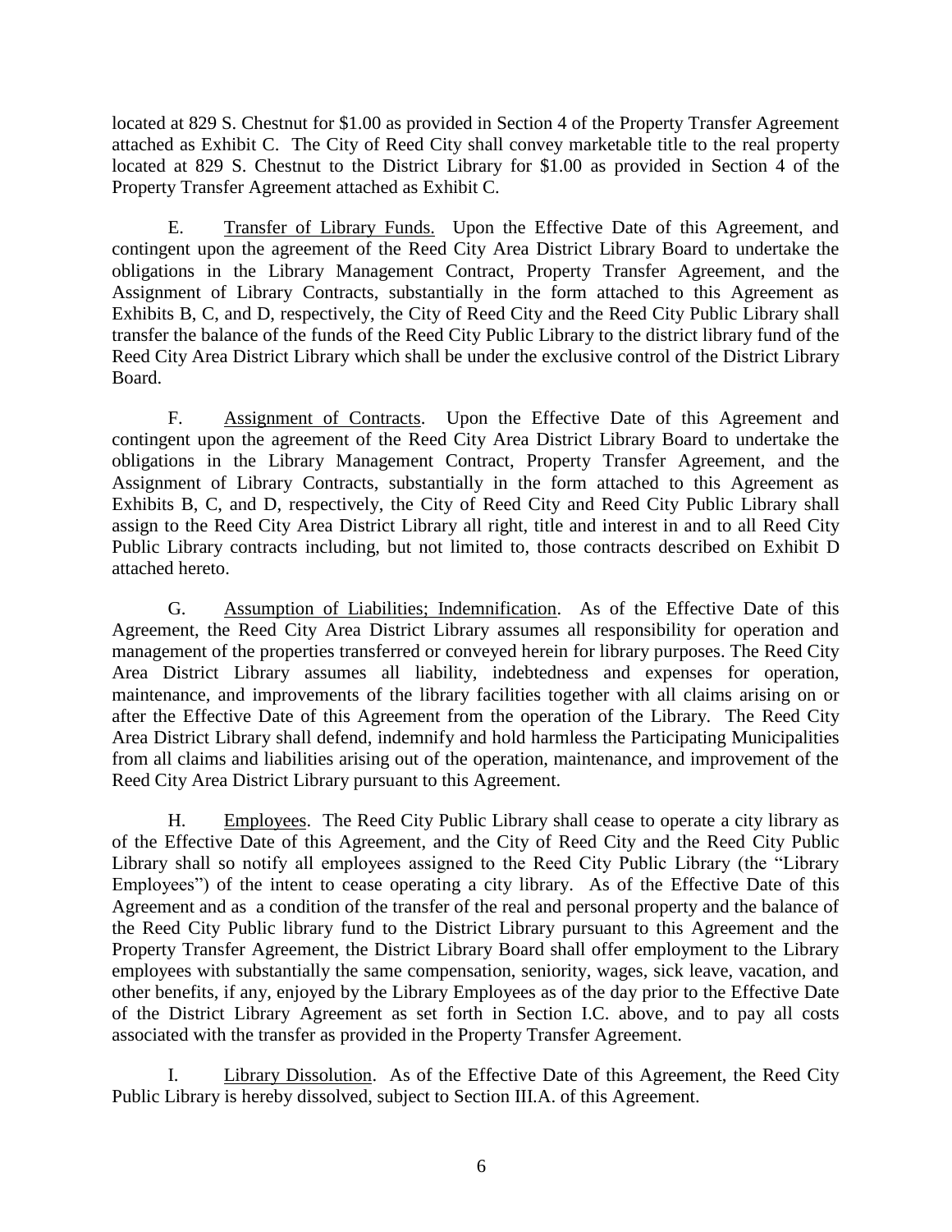located at 829 S. Chestnut for $1.00 as provided in Section 4 of the Property Transfer Agreement attached as Exhibit C. The City of Reed City shall convey marketable title to the real property located at 829 S. Chestnut to the District Library for $1.00 as provided in Section 4 of the Property Transfer Agreement attached as Exhibit C.

E. <u>Transfer of Library Funds.</u> Upon the Effective Date of this Agreement, and contingent upon the agreement of the Reed City Area District Library Board to undertake the obligations in the Library Management Contract, Property Transfer Agreement, and the Assignment of Library Contracts, substantially in the form attached to this Agreement as Exhibits B, C, and D, respectively, the City of Reed City and the Reed City Public Library shall transfer the balance of the funds of the Reed City Public Library to the district library fund of the Reed City Area District Library which shall be under the exclusive control of the District Library Board.

F. <u>Assignment of Contracts</u>. Upon the Effective Date of this Agreement and contingent upon the agreement of the Reed City Area District Library Board to undertake the obligations in the Library Management Contract, Property Transfer Agreement, and the Assignment of Library Contracts, substantially in the form attached to this Agreement as Exhibits B, C, and D, respectively, the City of Reed City and Reed City Public Library shall assign to the Reed City Area District Library all right, title and interest in and to all Reed City Public Library contracts including, but not limited to, those contracts described on Exhibit D attached hereto.

G. <u>Assumption of Liabilities; Indemnification</u>. As of the Effective Date of this Agreement, the Reed City Area District Library assumes all responsibility for operation and management of the properties transferred or conveyed herein for library purposes. The Reed City Area District Library assumes all liability, indebtedness and expenses for operation, maintenance, and improvements of the library facilities together with all claims arising on or after the Effective Date of this Agreement from the operation of the Library. The Reed City Area District Library shall defend, indemnify and hold harmless the Participating Municipalities from all claims and liabilities arising out of the operation, maintenance, and improvement of the Reed City Area District Library pursuant to this Agreement.

H. <u>Employees</u>. The Reed City Public Library shall cease to operate a city library as of the Effective Date of this Agreement, and the City of Reed City and the Reed City Public Library shall so notify all employees assigned to the Reed City Public Library (the "Library Employees") of the intent to cease operating a city library. As of the Effective Date of this Agreement and as a condition of the transfer of the real and personal property and the balance of the Reed City Public library fund to the District Library pursuant to this Agreement and the Property Transfer Agreement, the District Library Board shall offer employment to the Library employees with substantially the same compensation, seniority, wages, sick leave, vacation, and other benefits, if any, enjoyed by the Library Employees as of the day prior to the Effective Date of the District Library Agreement as set forth in Section I.C. above, and to pay all costs associated with the transfer as provided in the Property Transfer Agreement.

I. <u>Library Dissolution</u>. As of the Effective Date of this Agreement, the Reed City Public Library is hereby dissolved, subject to Section III.A. of this Agreement.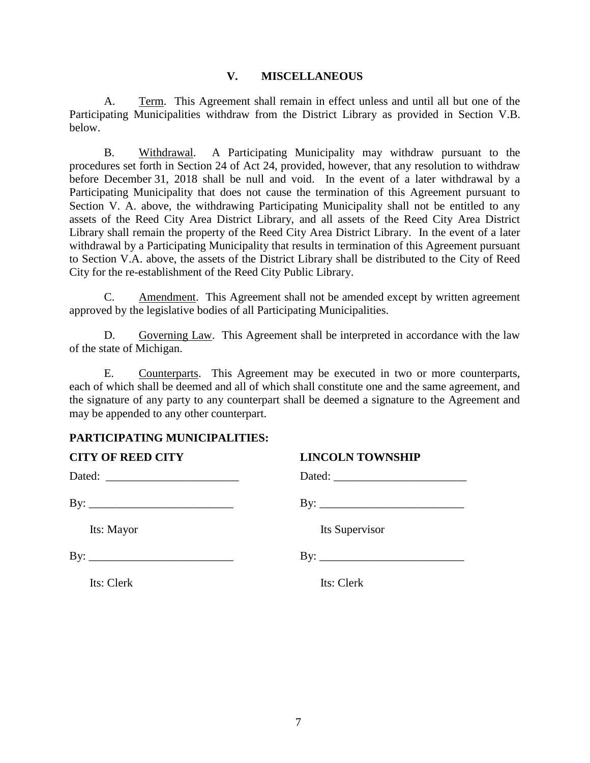## V. MISCELLANEOUS

A. Term. This Agreement shall remain in effect unless and until all but one of the Participating Municipalities withdraw from the District Library as provided in Section V.B. below.

B. Withdrawal. A Participating Municipality may withdraw pursuant to the procedures set forth in Section 24 of Act 24, provided, however, that any resolution to withdraw before December 31, 2018 shall be null and void. In the event of a later withdrawal by a Participating Municipality that does not cause the termination of this Agreement pursuant to Section V. A. above, the withdrawing Participating Municipality shall not be entitled to any assets of the Reed City Area District Library, and all assets of the Reed City Area District Library shall remain the property of the Reed City Area District Library. In the event of a later withdrawal by a Participating Municipality that results in termination of this Agreement pursuant to Section V.A. above, the assets of the District Library shall be distributed to the City of Reed City for the re-establishment of the Reed City Public Library.

C. Amendment. This Agreement shall not be amended except by written agreement approved by the legislative bodies of all Participating Municipalities.

D. Governing Law. This Agreement shall be interpreted in accordance with the law of the state of Michigan.

E. Counterparts. This Agreement may be executed in two or more counterparts, each of which shall be deemed and all of which shall constitute one and the same agreement, and the signature of any party to any counterpart shall be deemed a signature to the Agreement and may be appended to any other counterpart.

**PARTICIPATING MUNICIPALITIES:**

**CITY OF REED CITY**

Dated: _______________________

By: _________________________

Its: Mayor

By: _________________________

Its: Clerk

**LINCOLN TOWNSHIP**

Dated: _______________________

By: _________________________

Its Supervisor

By: _________________________

Its: Clerk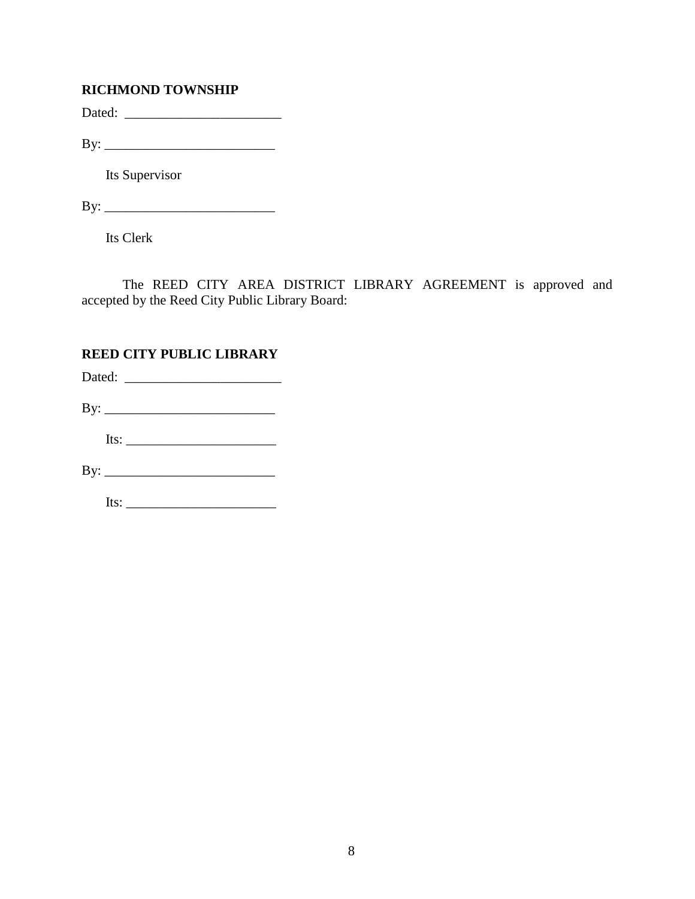**RICHMOND TOWNSHIP**

Dated: _______________________

By: _________________________

Its Supervisor

By: _________________________

Its Clerk

The REED CITY AREA DISTRICT LIBRARY AGREEMENT is approved and accepted by the Reed City Public Library Board:

**REED CITY PUBLIC LIBRARY**

Dated: _______________________

By: _________________________

Its: ______________________

By: _________________________

Its: ______________________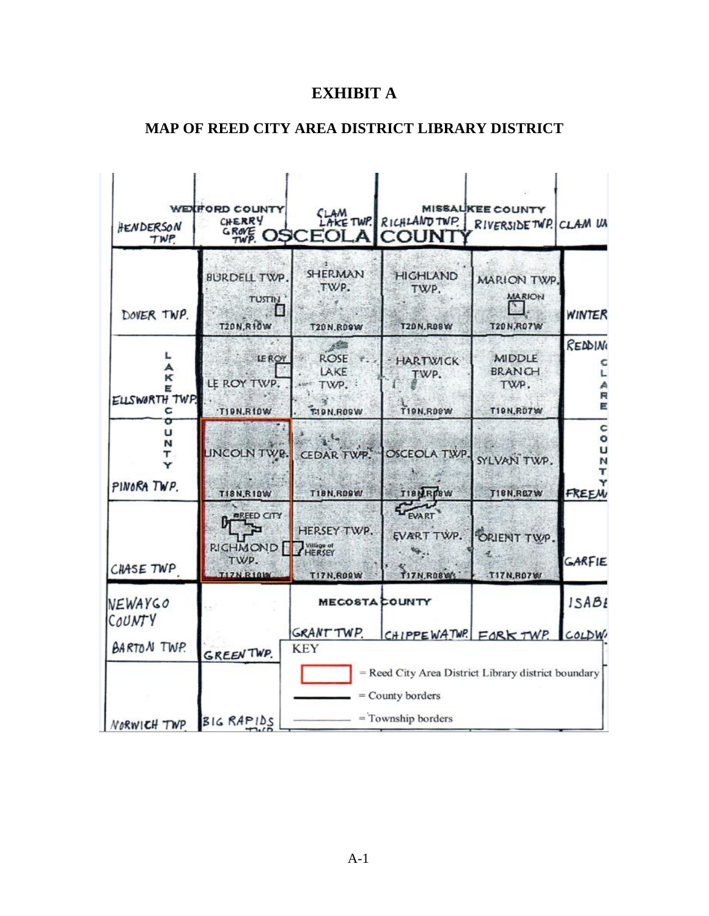# EXHIBIT A

## MAP OF REED CITY AREA DISTRICT LIBRARY DISTRICT

| HENDERSON TWP. | WEXFORD COUNTY CHERRY GROVE TWP. | CLAM LAKE TWP. | MISSAUKEE COUNTY RICHLAND TWP. | RIVERSIDE TWP. | CLAM UN |
|---|---|---|---|---|---|
| | **OSCEOLA COUNTY** | | | | |
| DOVER TWP. | BURDELL TWP. TUSTIN T20N,R10W | SHERMAN TWP. T20N,R09W | HIGHLAND TWP. T20N,R08W | MARION TWP. MARION T20N,R07W | WINTER |
| LAKE COUNTY ELLSWORTH TWP. | LE ROY TWP. LE ROY T19N,R10W | ROSE LAKE TWP. T19N,R09W | HARTWICK TWP. T19N,R08W | MIDDLE BRANCH TWP. T19N,R07W | REDDIN CLARE |
| PINORA TWP. | LINCOLN TWP. T18N,R10W | CEDAR TWP. T18N,R09W | OSCEOLA TWP. T18N,R08W | SYLVAN TWP. T18N,R07W | COUNTY FREEM |
| CHASE TWP. | REED CITY RICHMOND TWP. T17N,R10W | HERSEY TWP. Village of HERSEY T17N,R09W | EVART EVART TWP. T17N,R08W | ORIENT TWP. T17N,R07W | GARFIE |
| NEWAYGO COUNTY BARTON TWP. | GREEN TWP. | MECOSTA COUNTY GRANT TWP. | CHIPPEWA TWP. | FORK TWP. | ISABE COLDW |
| NORWICH TWP. | BIG RAPIDS TWP. | | | | |

KEY

- [red box] = Reed City Area District Library district boundary
- [thick line] = County borders
- [thin line] = Township borders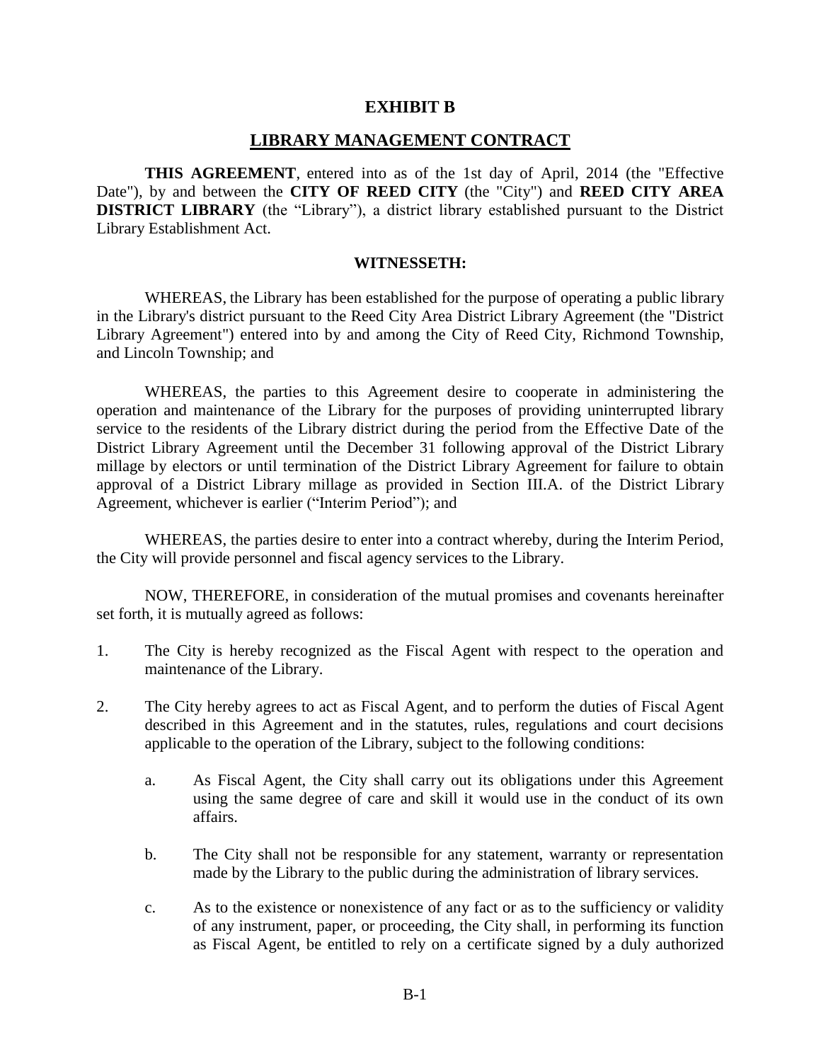# EXHIBIT B

## LIBRARY MANAGEMENT CONTRACT

**THIS AGREEMENT**, entered into as of the 1st day of April, 2014 (the "Effective Date"), by and between the **CITY OF REED CITY** (the "City") and **REED CITY AREA DISTRICT LIBRARY** (the "Library"), a district library established pursuant to the District Library Establishment Act.

**WITNESSETH:**

WHEREAS, the Library has been established for the purpose of operating a public library in the Library's district pursuant to the Reed City Area District Library Agreement (the "District Library Agreement") entered into by and among the City of Reed City, Richmond Township, and Lincoln Township; and

WHEREAS, the parties to this Agreement desire to cooperate in administering the operation and maintenance of the Library for the purposes of providing uninterrupted library service to the residents of the Library district during the period from the Effective Date of the District Library Agreement until the December 31 following approval of the District Library millage by electors or until termination of the District Library Agreement for failure to obtain approval of a District Library millage as provided in Section III.A. of the District Library Agreement, whichever is earlier ("Interim Period"); and

WHEREAS, the parties desire to enter into a contract whereby, during the Interim Period, the City will provide personnel and fiscal agency services to the Library.

NOW, THEREFORE, in consideration of the mutual promises and covenants hereinafter set forth, it is mutually agreed as follows:

1. The City is hereby recognized as the Fiscal Agent with respect to the operation and maintenance of the Library.

2. The City hereby agrees to act as Fiscal Agent, and to perform the duties of Fiscal Agent described in this Agreement and in the statutes, rules, regulations and court decisions applicable to the operation of the Library, subject to the following conditions:

   a. As Fiscal Agent, the City shall carry out its obligations under this Agreement using the same degree of care and skill it would use in the conduct of its own affairs.

   b. The City shall not be responsible for any statement, warranty or representation made by the Library to the public during the administration of library services.

   c. As to the existence or nonexistence of any fact or as to the sufficiency or validity of any instrument, paper, or proceeding, the City shall, in performing its function as Fiscal Agent, be entitled to rely on a certificate signed by a duly authorized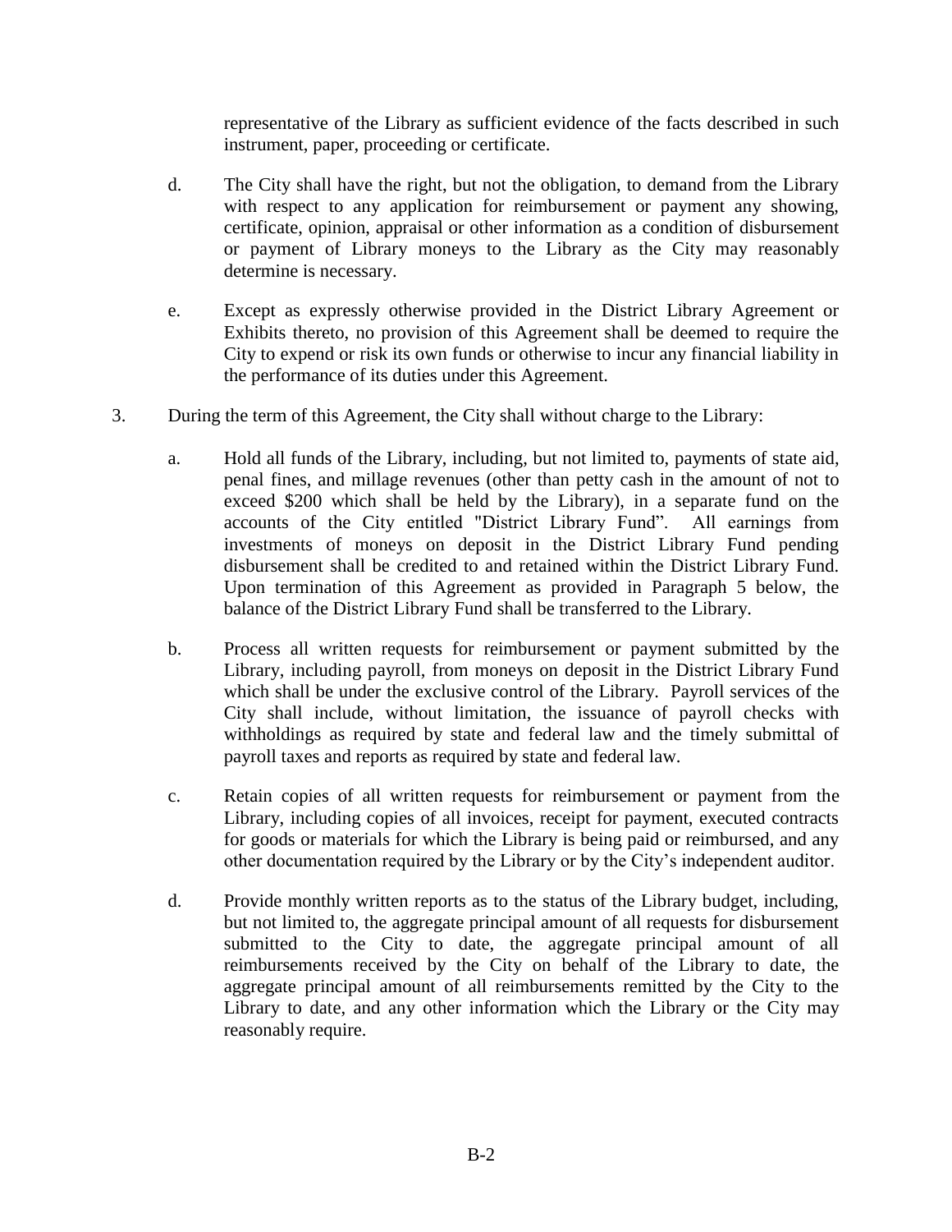representative of the Library as sufficient evidence of the facts described in such instrument, paper, proceeding or certificate.

d. The City shall have the right, but not the obligation, to demand from the Library with respect to any application for reimbursement or payment any showing, certificate, opinion, appraisal or other information as a condition of disbursement or payment of Library moneys to the Library as the City may reasonably determine is necessary.

e. Except as expressly otherwise provided in the District Library Agreement or Exhibits thereto, no provision of this Agreement shall be deemed to require the City to expend or risk its own funds or otherwise to incur any financial liability in the performance of its duties under this Agreement.

3. During the term of this Agreement, the City shall without charge to the Library:

   a. Hold all funds of the Library, including, but not limited to, payments of state aid, penal fines, and millage revenues (other than petty cash in the amount of not to exceed $200 which shall be held by the Library), in a separate fund on the accounts of the City entitled "District Library Fund". All earnings from investments of moneys on deposit in the District Library Fund pending disbursement shall be credited to and retained within the District Library Fund. Upon termination of this Agreement as provided in Paragraph 5 below, the balance of the District Library Fund shall be transferred to the Library.

   b. Process all written requests for reimbursement or payment submitted by the Library, including payroll, from moneys on deposit in the District Library Fund which shall be under the exclusive control of the Library. Payroll services of the City shall include, without limitation, the issuance of payroll checks with withholdings as required by state and federal law and the timely submittal of payroll taxes and reports as required by state and federal law.

   c. Retain copies of all written requests for reimbursement or payment from the Library, including copies of all invoices, receipt for payment, executed contracts for goods or materials for which the Library is being paid or reimbursed, and any other documentation required by the Library or by the City's independent auditor.

   d. Provide monthly written reports as to the status of the Library budget, including, but not limited to, the aggregate principal amount of all requests for disbursement submitted to the City to date, the aggregate principal amount of all reimbursements received by the City on behalf of the Library to date, the aggregate principal amount of all reimbursements remitted by the City to the Library to date, and any other information which the Library or the City may reasonably require.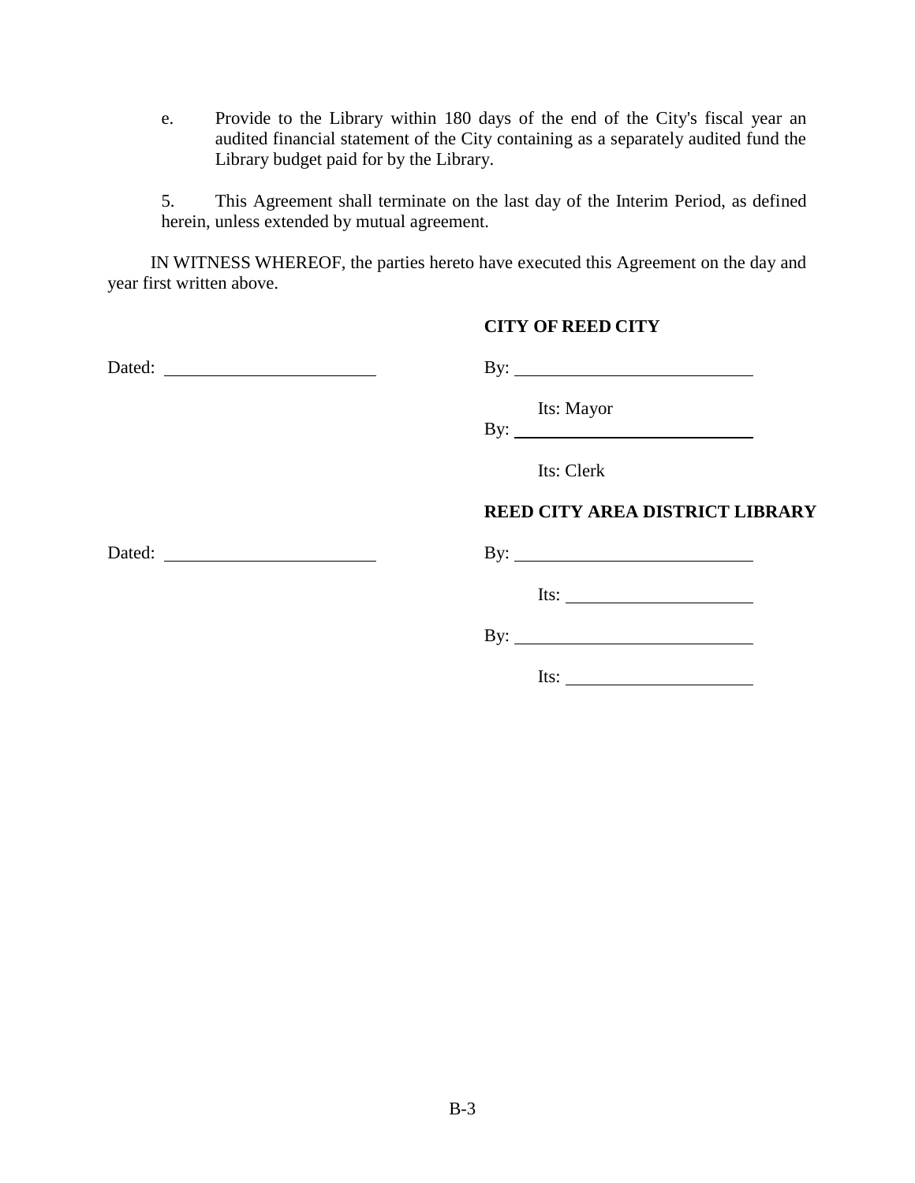e. Provide to the Library within 180 days of the end of the City's fiscal year an audited financial statement of the City containing as a separately audited fund the Library budget paid for by the Library.

5. This Agreement shall terminate on the last day of the Interim Period, as defined herein, unless extended by mutual agreement.

IN WITNESS WHEREOF, the parties hereto have executed this Agreement on the day and year first written above.

**CITY OF REED CITY**

Dated: ______________________ By: ___________________________

Its: Mayor

By: ___________________________

Its: Clerk

**REED CITY AREA DISTRICT LIBRARY**

Dated: ______________________ By: ___________________________

Its: ____________________

By: ___________________________

Its: ____________________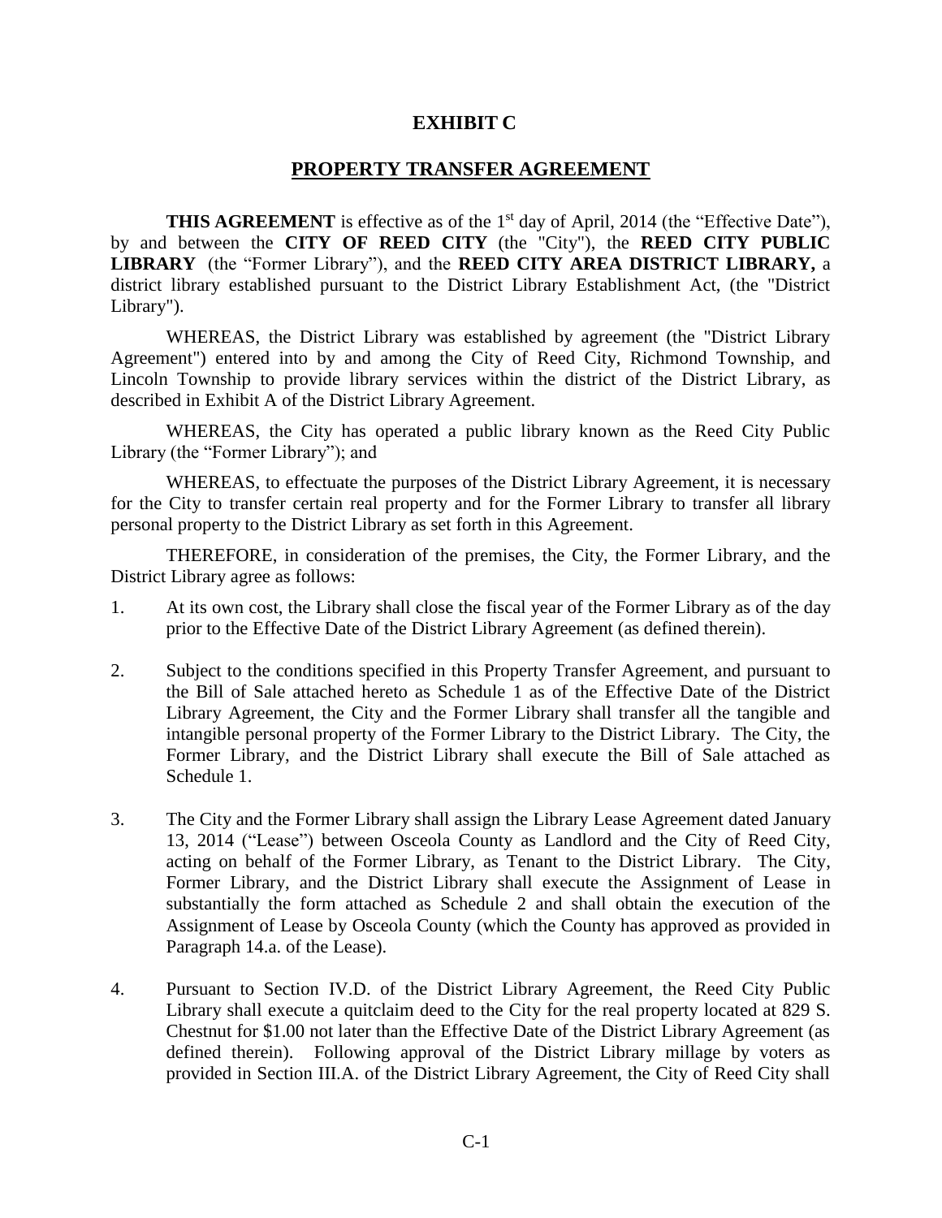# EXHIBIT C

## PROPERTY TRANSFER AGREEMENT

**THIS AGREEMENT** is effective as of the 1st day of April, 2014 (the "Effective Date"), by and between the **CITY OF REED CITY** (the "City"), the **REED CITY PUBLIC LIBRARY** (the "Former Library"), and the **REED CITY AREA DISTRICT LIBRARY,** a district library established pursuant to the District Library Establishment Act, (the "District Library").

WHEREAS, the District Library was established by agreement (the "District Library Agreement") entered into by and among the City of Reed City, Richmond Township, and Lincoln Township to provide library services within the district of the District Library, as described in Exhibit A of the District Library Agreement.

WHEREAS, the City has operated a public library known as the Reed City Public Library (the "Former Library"); and

WHEREAS, to effectuate the purposes of the District Library Agreement, it is necessary for the City to transfer certain real property and for the Former Library to transfer all library personal property to the District Library as set forth in this Agreement.

THEREFORE, in consideration of the premises, the City, the Former Library, and the District Library agree as follows:

1. At its own cost, the Library shall close the fiscal year of the Former Library as of the day prior to the Effective Date of the District Library Agreement (as defined therein).

2. Subject to the conditions specified in this Property Transfer Agreement, and pursuant to the Bill of Sale attached hereto as Schedule 1 as of the Effective Date of the District Library Agreement, the City and the Former Library shall transfer all the tangible and intangible personal property of the Former Library to the District Library. The City, the Former Library, and the District Library shall execute the Bill of Sale attached as Schedule 1.

3. The City and the Former Library shall assign the Library Lease Agreement dated January 13, 2014 ("Lease") between Osceola County as Landlord and the City of Reed City, acting on behalf of the Former Library, as Tenant to the District Library. The City, Former Library, and the District Library shall execute the Assignment of Lease in substantially the form attached as Schedule 2 and shall obtain the execution of the Assignment of Lease by Osceola County (which the County has approved as provided in Paragraph 14.a. of the Lease).

4. Pursuant to Section IV.D. of the District Library Agreement, the Reed City Public Library shall execute a quitclaim deed to the City for the real property located at 829 S. Chestnut for $1.00 not later than the Effective Date of the District Library Agreement (as defined therein). Following approval of the District Library millage by voters as provided in Section III.A. of the District Library Agreement, the City of Reed City shall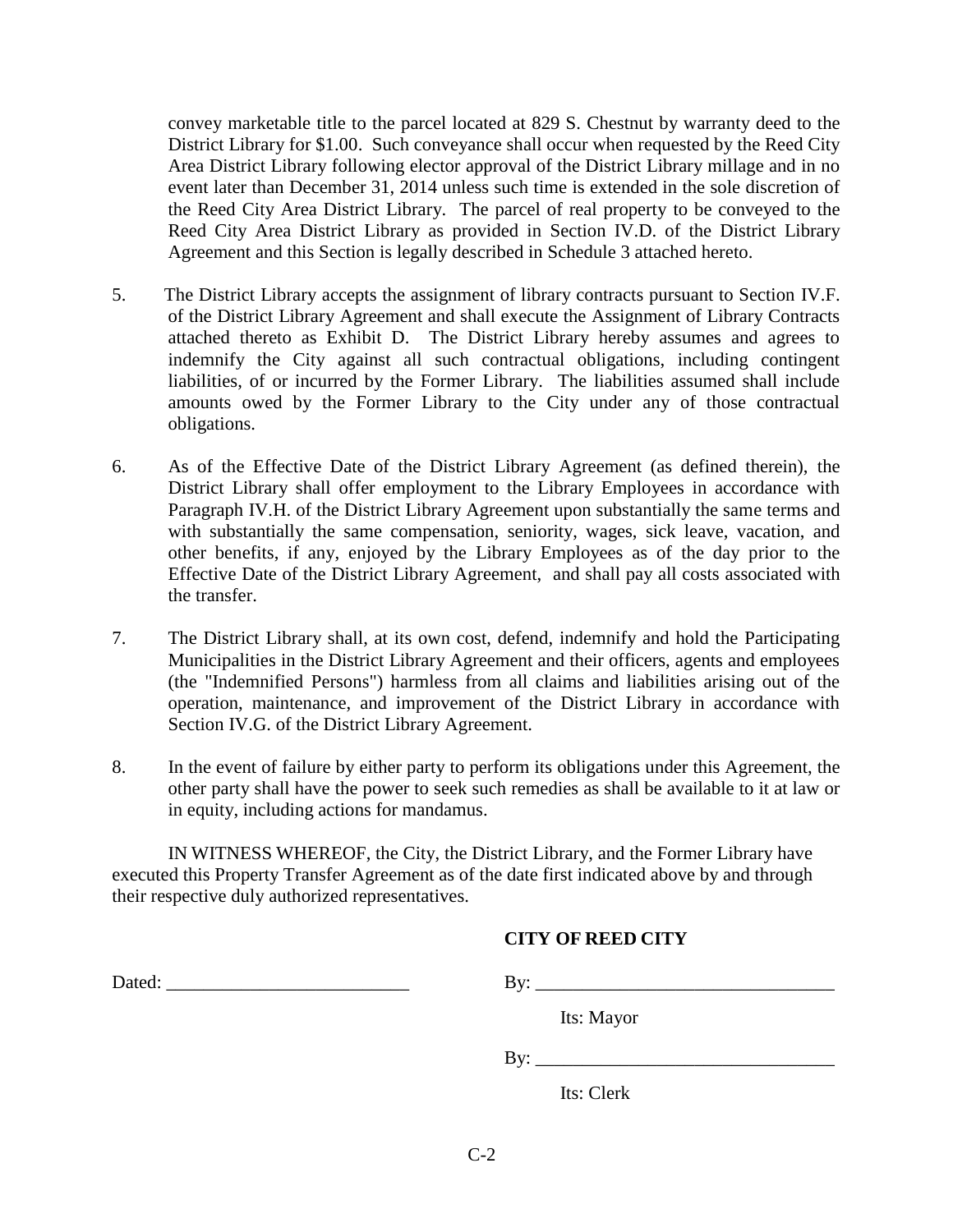convey marketable title to the parcel located at 829 S. Chestnut by warranty deed to the District Library for $1.00. Such conveyance shall occur when requested by the Reed City Area District Library following elector approval of the District Library millage and in no event later than December 31, 2014 unless such time is extended in the sole discretion of the Reed City Area District Library. The parcel of real property to be conveyed to the Reed City Area District Library as provided in Section IV.D. of the District Library Agreement and this Section is legally described in Schedule 3 attached hereto.

5. The District Library accepts the assignment of library contracts pursuant to Section IV.F. of the District Library Agreement and shall execute the Assignment of Library Contracts attached thereto as Exhibit D. The District Library hereby assumes and agrees to indemnify the City against all such contractual obligations, including contingent liabilities, of or incurred by the Former Library. The liabilities assumed shall include amounts owed by the Former Library to the City under any of those contractual obligations.

6. As of the Effective Date of the District Library Agreement (as defined therein), the District Library shall offer employment to the Library Employees in accordance with Paragraph IV.H. of the District Library Agreement upon substantially the same terms and with substantially the same compensation, seniority, wages, sick leave, vacation, and other benefits, if any, enjoyed by the Library Employees as of the day prior to the Effective Date of the District Library Agreement, and shall pay all costs associated with the transfer.

7. The District Library shall, at its own cost, defend, indemnify and hold the Participating Municipalities in the District Library Agreement and their officers, agents and employees (the "Indemnified Persons") harmless from all claims and liabilities arising out of the operation, maintenance, and improvement of the District Library in accordance with Section IV.G. of the District Library Agreement.

8. In the event of failure by either party to perform its obligations under this Agreement, the other party shall have the power to seek such remedies as shall be available to it at law or in equity, including actions for mandamus.

IN WITNESS WHEREOF, the City, the District Library, and the Former Library have executed this Property Transfer Agreement as of the date first indicated above by and through their respective duly authorized representatives.

**CITY OF REED CITY**

Dated: __________________________ By: ________________________________

Its: Mayor

By: ________________________________

Its: Clerk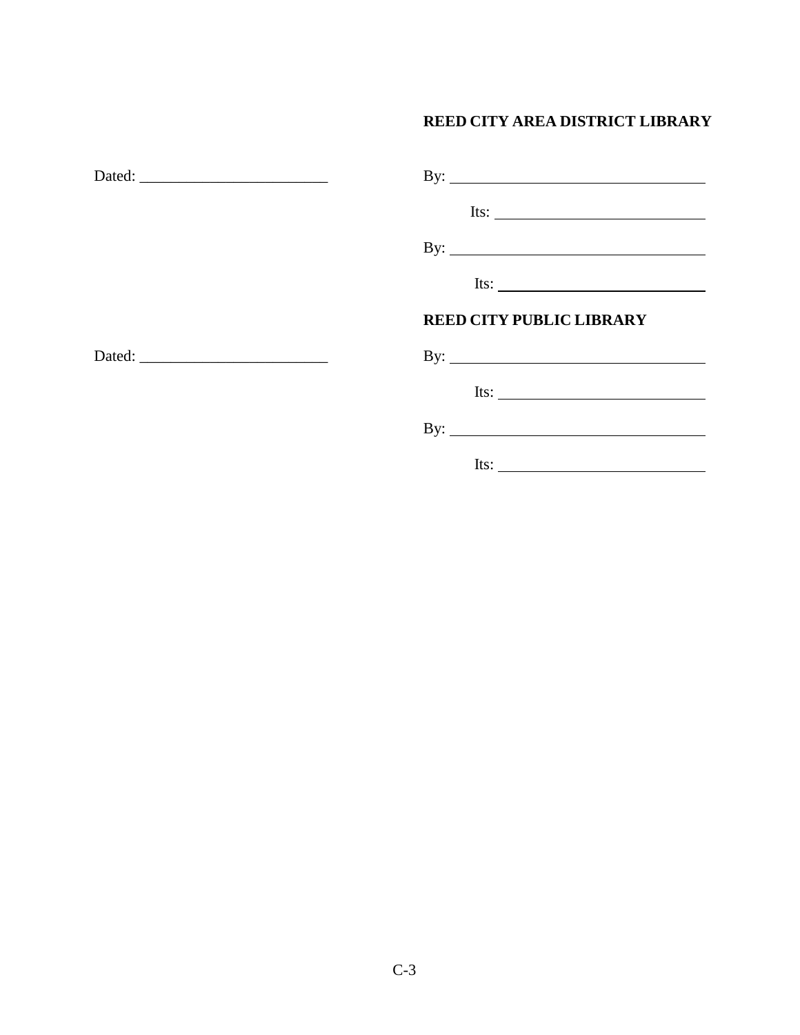**REED CITY AREA DISTRICT LIBRARY**

Dated: ________________________

By: ________________________________

Its: ________________________

By: ________________________________

Its: ________________________

**REED CITY PUBLIC LIBRARY**

Dated: ________________________

By: ________________________________

Its: ________________________

By: ________________________________

Its: ________________________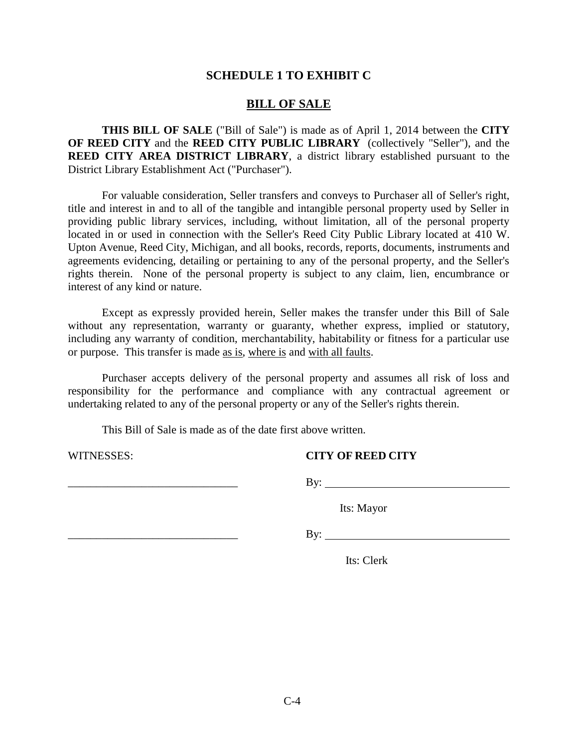## SCHEDULE 1 TO EXHIBIT C

## BILL OF SALE

**THIS BILL OF SALE** ("Bill of Sale") is made as of April 1, 2014 between the **CITY OF REED CITY** and the **REED CITY PUBLIC LIBRARY** (collectively "Seller"), and the **REED CITY AREA DISTRICT LIBRARY**, a district library established pursuant to the District Library Establishment Act ("Purchaser").

For valuable consideration, Seller transfers and conveys to Purchaser all of Seller's right, title and interest in and to all of the tangible and intangible personal property used by Seller in providing public library services, including, without limitation, all of the personal property located in or used in connection with the Seller's Reed City Public Library located at 410 W. Upton Avenue, Reed City, Michigan, and all books, records, reports, documents, instruments and agreements evidencing, detailing or pertaining to any of the personal property, and the Seller's rights therein. None of the personal property is subject to any claim, lien, encumbrance or interest of any kind or nature.

Except as expressly provided herein, Seller makes the transfer under this Bill of Sale without any representation, warranty or guaranty, whether express, implied or statutory, including any warranty of condition, merchantability, habitability or fitness for a particular use or purpose. This transfer is made as is, where is and with all faults.

Purchaser accepts delivery of the personal property and assumes all risk of loss and responsibility for the performance and compliance with any contractual agreement or undertaking related to any of the personal property or any of the Seller's rights therein.

This Bill of Sale is made as of the date first above written.

WITNESSES: **CITY OF REED CITY**

______________________________ By: _________________________________

Its: Mayor

______________________________ By: _________________________________

Its: Clerk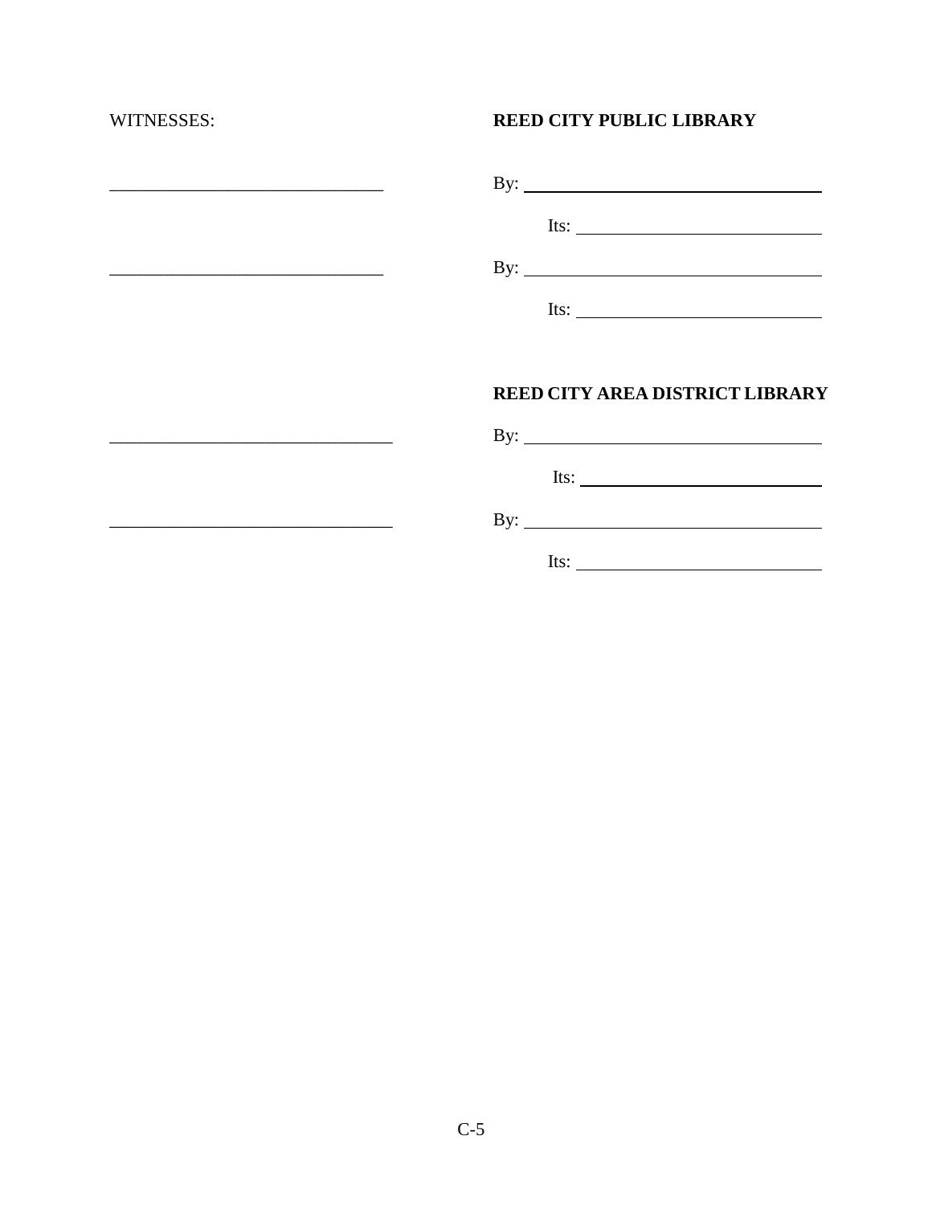| WITNESSES: | **REED CITY PUBLIC LIBRARY** |
|---|---|
| ______________________________ | By: ______________________________ |
| | Its: ___________________________ |
| ______________________________ | By: ______________________________ |
| | Its: ___________________________ |
| | |
| | **REED CITY AREA DISTRICT LIBRARY** |
| ______________________________ | By: ______________________________ |
| | Its: ___________________________ |
| ______________________________ | By: ______________________________ |
| | Its: ___________________________ |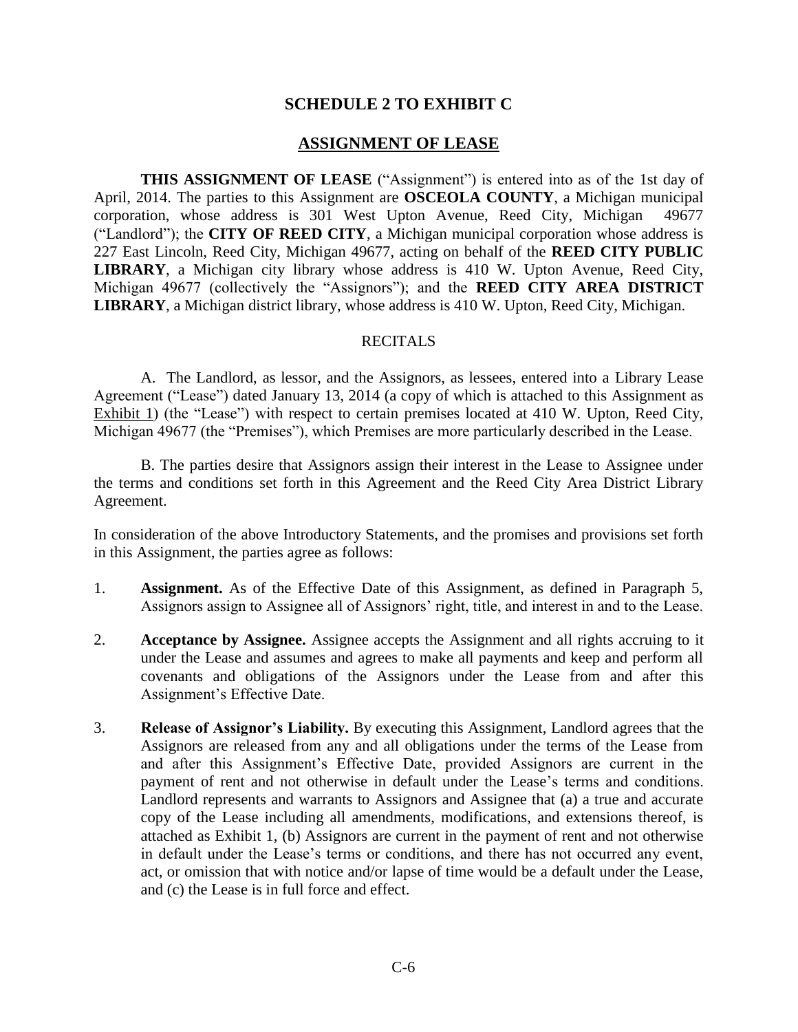# SCHEDULE 2 TO EXHIBIT C

## ASSIGNMENT OF LEASE

**THIS ASSIGNMENT OF LEASE** ("Assignment") is entered into as of the 1st day of April, 2014. The parties to this Assignment are **OSCEOLA COUNTY**, a Michigan municipal corporation, whose address is 301 West Upton Avenue, Reed City, Michigan 49677 ("Landlord"); the **CITY OF REED CITY**, a Michigan municipal corporation whose address is 227 East Lincoln, Reed City, Michigan 49677, acting on behalf of the **REED CITY PUBLIC LIBRARY**, a Michigan city library whose address is 410 W. Upton Avenue, Reed City, Michigan 49677 (collectively the "Assignors"); and the **REED CITY AREA DISTRICT LIBRARY**, a Michigan district library, whose address is 410 W. Upton, Reed City, Michigan.

RECITALS

A. The Landlord, as lessor, and the Assignors, as lessees, entered into a Library Lease Agreement ("Lease") dated January 13, 2014 (a copy of which is attached to this Assignment as Exhibit 1) (the "Lease") with respect to certain premises located at 410 W. Upton, Reed City, Michigan 49677 (the "Premises"), which Premises are more particularly described in the Lease.

B. The parties desire that Assignors assign their interest in the Lease to Assignee under the terms and conditions set forth in this Agreement and the Reed City Area District Library Agreement.

In consideration of the above Introductory Statements, and the promises and provisions set forth in this Assignment, the parties agree as follows:

1. **Assignment.** As of the Effective Date of this Assignment, as defined in Paragraph 5, Assignors assign to Assignee all of Assignors' right, title, and interest in and to the Lease.

2. **Acceptance by Assignee.** Assignee accepts the Assignment and all rights accruing to it under the Lease and assumes and agrees to make all payments and keep and perform all covenants and obligations of the Assignors under the Lease from and after this Assignment's Effective Date.

3. **Release of Assignor's Liability.** By executing this Assignment, Landlord agrees that the Assignors are released from any and all obligations under the terms of the Lease from and after this Assignment's Effective Date, provided Assignors are current in the payment of rent and not otherwise in default under the Lease's terms and conditions. Landlord represents and warrants to Assignors and Assignee that (a) a true and accurate copy of the Lease including all amendments, modifications, and extensions thereof, is attached as Exhibit 1, (b) Assignors are current in the payment of rent and not otherwise in default under the Lease's terms or conditions, and there has not occurred any event, act, or omission that with notice and/or lapse of time would be a default under the Lease, and (c) the Lease is in full force and effect.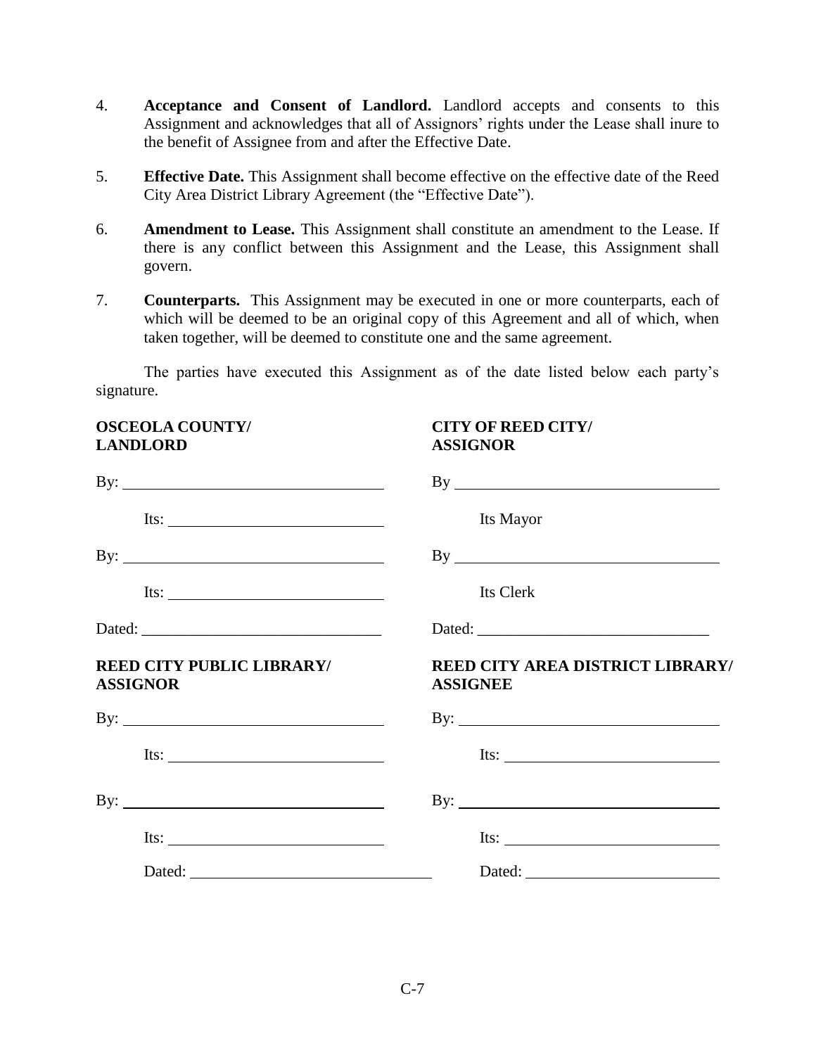4. **Acceptance and Consent of Landlord.** Landlord accepts and consents to this Assignment and acknowledges that all of Assignors' rights under the Lease shall inure to the benefit of Assignee from and after the Effective Date.

5. **Effective Date.** This Assignment shall become effective on the effective date of the Reed City Area District Library Agreement (the "Effective Date").

6. **Amendment to Lease.** This Assignment shall constitute an amendment to the Lease. If there is any conflict between this Assignment and the Lease, this Assignment shall govern.

7. **Counterparts.** This Assignment may be executed in one or more counterparts, each of which will be deemed to be an original copy of this Agreement and all of which, when taken together, will be deemed to constitute one and the same agreement.

The parties have executed this Assignment as of the date listed below each party's signature.

**OSCEOLA COUNTY/**
**LANDLORD**

By: ______________________________

Its: ______________________________

By: ______________________________

Its: ______________________________

Dated: ______________________________

**CITY OF REED CITY/**
**ASSIGNOR**

By ______________________________

Its Mayor

By ______________________________

Its Clerk

Dated: ______________________________

**REED CITY PUBLIC LIBRARY/**
**ASSIGNOR**

By: ______________________________

Its: ______________________________

By: ______________________________

Its: ______________________________

Dated: ______________________________

**REED CITY AREA DISTRICT LIBRARY/**
**ASSIGNEE**

By: ______________________________

Its: ______________________________

By: ______________________________

Its: ______________________________

Dated: ______________________________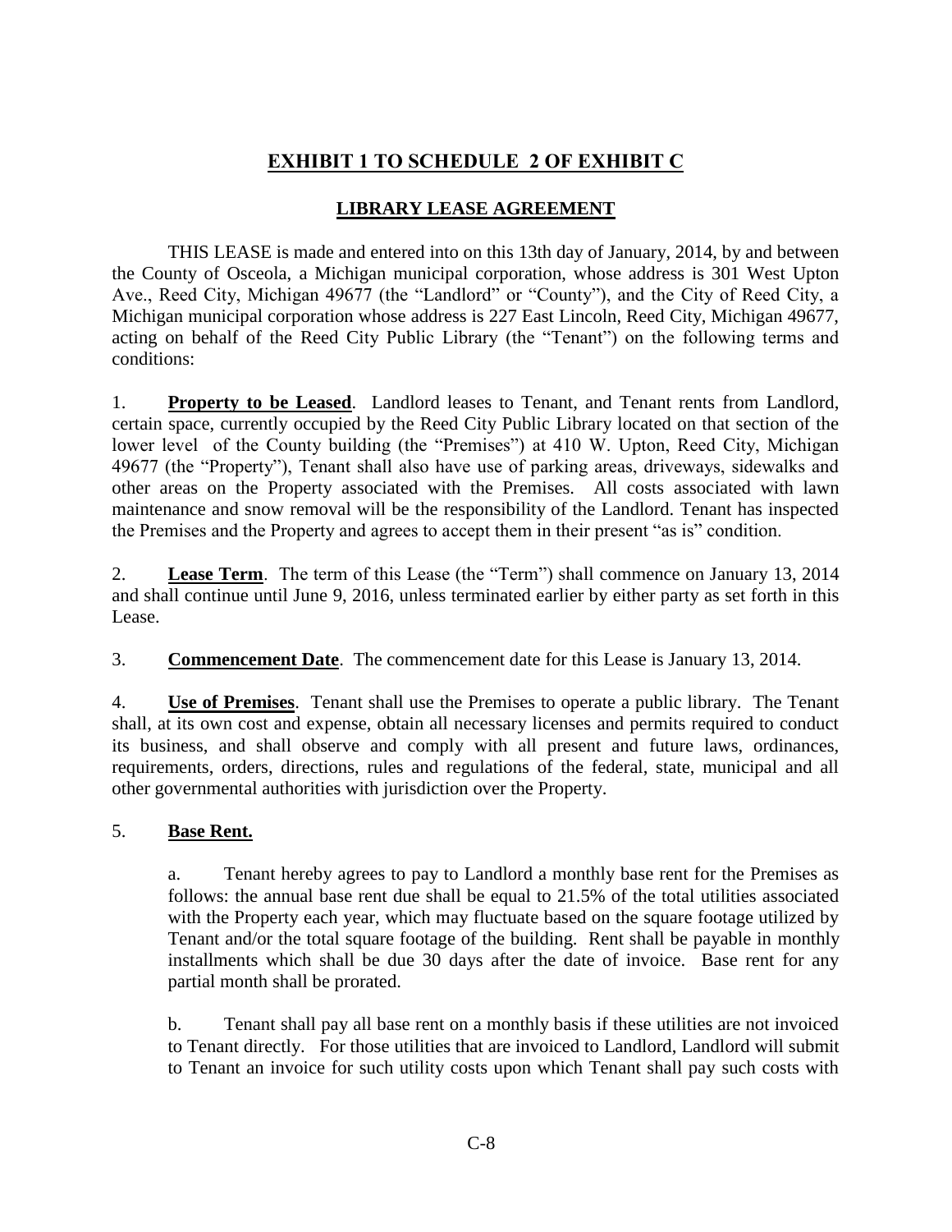# EXHIBIT 1 TO SCHEDULE 2 OF EXHIBIT C

## LIBRARY LEASE AGREEMENT

THIS LEASE is made and entered into on this 13th day of January, 2014, by and between the County of Osceola, a Michigan municipal corporation, whose address is 301 West Upton Ave., Reed City, Michigan 49677 (the "Landlord" or "County"), and the City of Reed City, a Michigan municipal corporation whose address is 227 East Lincoln, Reed City, Michigan 49677, acting on behalf of the Reed City Public Library (the "Tenant") on the following terms and conditions:

1. **Property to be Leased**. Landlord leases to Tenant, and Tenant rents from Landlord, certain space, currently occupied by the Reed City Public Library located on that section of the lower level of the County building (the "Premises") at 410 W. Upton, Reed City, Michigan 49677 (the "Property"), Tenant shall also have use of parking areas, driveways, sidewalks and other areas on the Property associated with the Premises. All costs associated with lawn maintenance and snow removal will be the responsibility of the Landlord. Tenant has inspected the Premises and the Property and agrees to accept them in their present "as is" condition.

2. **Lease Term**. The term of this Lease (the "Term") shall commence on January 13, 2014 and shall continue until June 9, 2016, unless terminated earlier by either party as set forth in this Lease.

3. **Commencement Date**. The commencement date for this Lease is January 13, 2014.

4. **Use of Premises**. Tenant shall use the Premises to operate a public library. The Tenant shall, at its own cost and expense, obtain all necessary licenses and permits required to conduct its business, and shall observe and comply with all present and future laws, ordinances, requirements, orders, directions, rules and regulations of the federal, state, municipal and all other governmental authorities with jurisdiction over the Property.

5. **Base Rent.**

   a. Tenant hereby agrees to pay to Landlord a monthly base rent for the Premises as follows: the annual base rent due shall be equal to 21.5% of the total utilities associated with the Property each year, which may fluctuate based on the square footage utilized by Tenant and/or the total square footage of the building. Rent shall be payable in monthly installments which shall be due 30 days after the date of invoice. Base rent for any partial month shall be prorated.

   b. Tenant shall pay all base rent on a monthly basis if these utilities are not invoiced to Tenant directly. For those utilities that are invoiced to Landlord, Landlord will submit to Tenant an invoice for such utility costs upon which Tenant shall pay such costs with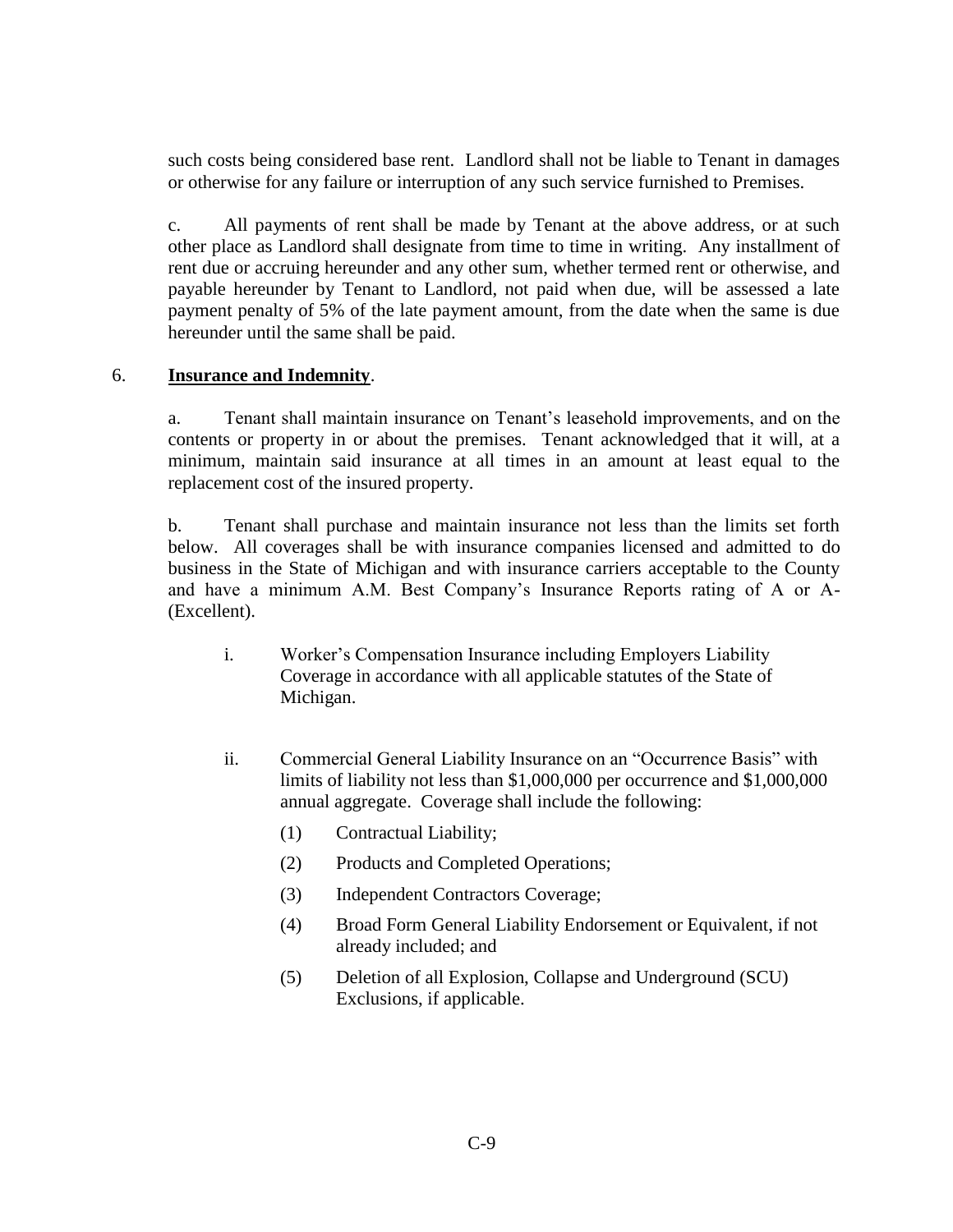such costs being considered base rent. Landlord shall not be liable to Tenant in damages or otherwise for any failure or interruption of any such service furnished to Premises.

c. All payments of rent shall be made by Tenant at the above address, or at such other place as Landlord shall designate from time to time in writing. Any installment of rent due or accruing hereunder and any other sum, whether termed rent or otherwise, and payable hereunder by Tenant to Landlord, not paid when due, will be assessed a late payment penalty of 5% of the late payment amount, from the date when the same is due hereunder until the same shall be paid.

6. **Insurance and Indemnity**.

a. Tenant shall maintain insurance on Tenant's leasehold improvements, and on the contents or property in or about the premises. Tenant acknowledged that it will, at a minimum, maintain said insurance at all times in an amount at least equal to the replacement cost of the insured property.

b. Tenant shall purchase and maintain insurance not less than the limits set forth below. All coverages shall be with insurance companies licensed and admitted to do business in the State of Michigan and with insurance carriers acceptable to the County and have a minimum A.M. Best Company's Insurance Reports rating of A or A- (Excellent).

i. Worker's Compensation Insurance including Employers Liability Coverage in accordance with all applicable statutes of the State of Michigan.

ii. Commercial General Liability Insurance on an "Occurrence Basis" with limits of liability not less than $1,000,000 per occurrence and $1,000,000 annual aggregate. Coverage shall include the following:

(1) Contractual Liability;

(2) Products and Completed Operations;

(3) Independent Contractors Coverage;

(4) Broad Form General Liability Endorsement or Equivalent, if not already included; and

(5) Deletion of all Explosion, Collapse and Underground (SCU) Exclusions, if applicable.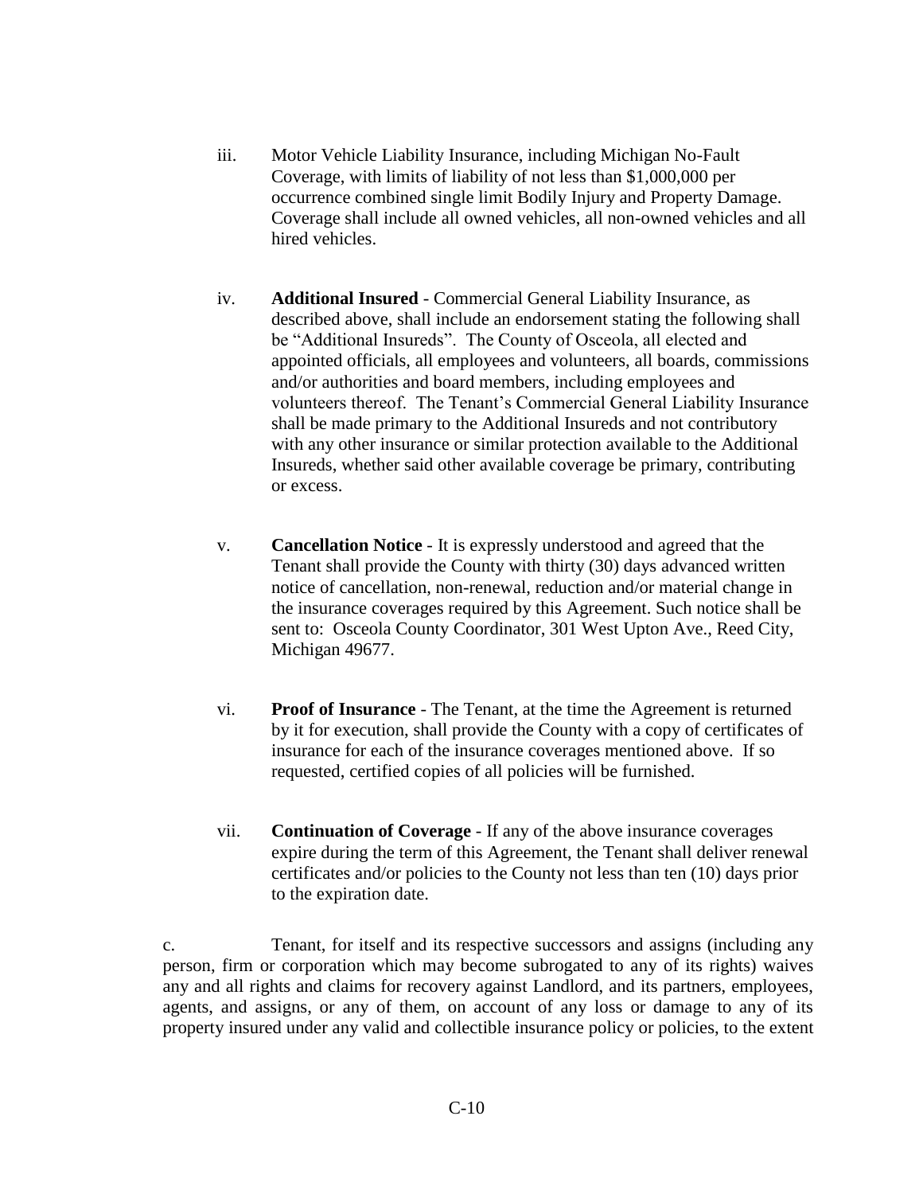iii. Motor Vehicle Liability Insurance, including Michigan No-Fault Coverage, with limits of liability of not less than $1,000,000 per occurrence combined single limit Bodily Injury and Property Damage. Coverage shall include all owned vehicles, all non-owned vehicles and all hired vehicles.

iv. **Additional Insured** - Commercial General Liability Insurance, as described above, shall include an endorsement stating the following shall be "Additional Insureds". The County of Osceola, all elected and appointed officials, all employees and volunteers, all boards, commissions and/or authorities and board members, including employees and volunteers thereof. The Tenant's Commercial General Liability Insurance shall be made primary to the Additional Insureds and not contributory with any other insurance or similar protection available to the Additional Insureds, whether said other available coverage be primary, contributing or excess.

v. **Cancellation Notice** - It is expressly understood and agreed that the Tenant shall provide the County with thirty (30) days advanced written notice of cancellation, non-renewal, reduction and/or material change in the insurance coverages required by this Agreement. Such notice shall be sent to: Osceola County Coordinator, 301 West Upton Ave., Reed City, Michigan 49677.

vi. **Proof of Insurance** - The Tenant, at the time the Agreement is returned by it for execution, shall provide the County with a copy of certificates of insurance for each of the insurance coverages mentioned above. If so requested, certified copies of all policies will be furnished.

vii. **Continuation of Coverage** - If any of the above insurance coverages expire during the term of this Agreement, the Tenant shall deliver renewal certificates and/or policies to the County not less than ten (10) days prior to the expiration date.

c. Tenant, for itself and its respective successors and assigns (including any person, firm or corporation which may become subrogated to any of its rights) waives any and all rights and claims for recovery against Landlord, and its partners, employees, agents, and assigns, or any of them, on account of any loss or damage to any of its property insured under any valid and collectible insurance policy or policies, to the extent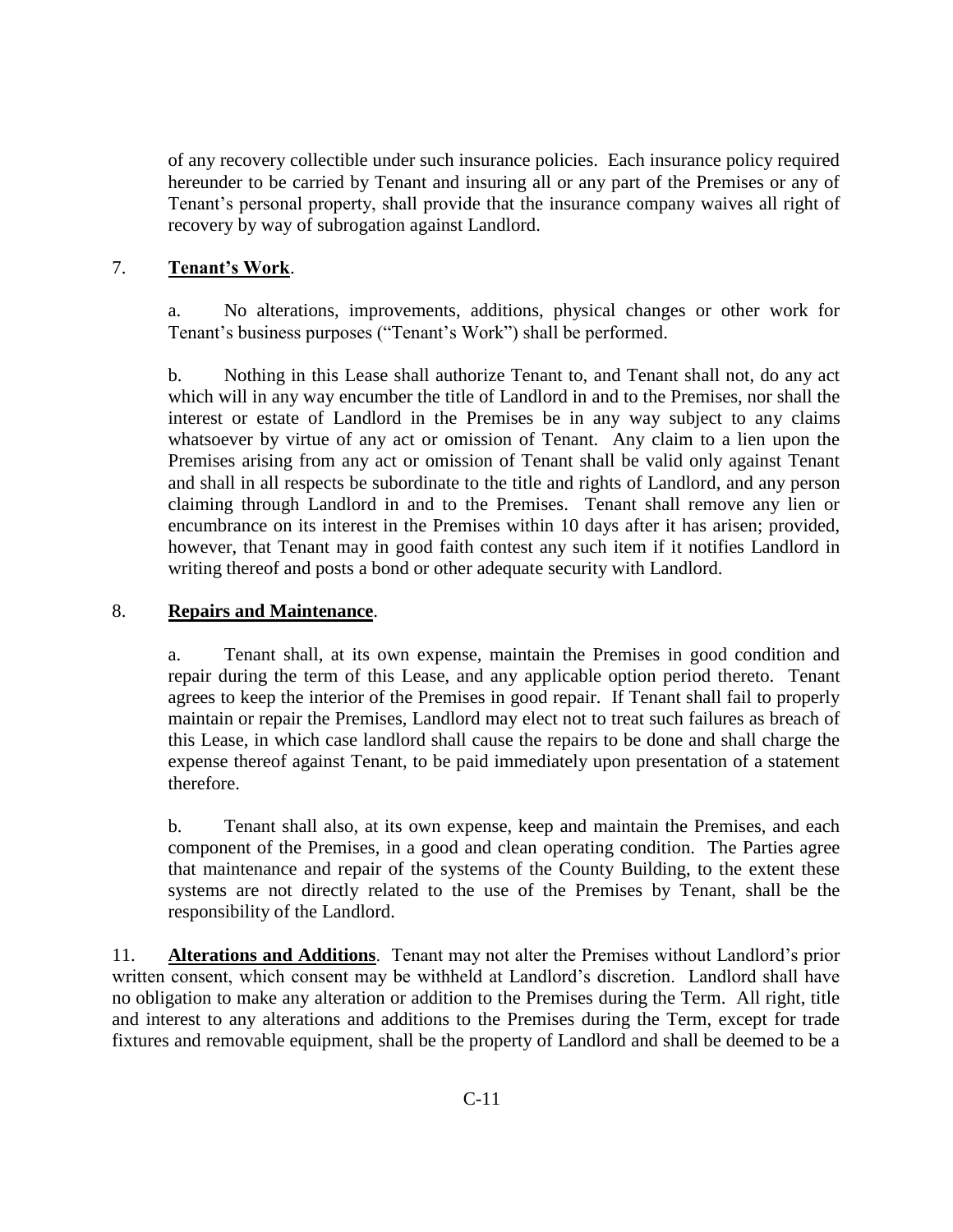of any recovery collectible under such insurance policies. Each insurance policy required hereunder to be carried by Tenant and insuring all or any part of the Premises or any of Tenant's personal property, shall provide that the insurance company waives all right of recovery by way of subrogation against Landlord.

7. **Tenant's Work**.

a. No alterations, improvements, additions, physical changes or other work for Tenant's business purposes ("Tenant's Work") shall be performed.

b. Nothing in this Lease shall authorize Tenant to, and Tenant shall not, do any act which will in any way encumber the title of Landlord in and to the Premises, nor shall the interest or estate of Landlord in the Premises be in any way subject to any claims whatsoever by virtue of any act or omission of Tenant. Any claim to a lien upon the Premises arising from any act or omission of Tenant shall be valid only against Tenant and shall in all respects be subordinate to the title and rights of Landlord, and any person claiming through Landlord in and to the Premises. Tenant shall remove any lien or encumbrance on its interest in the Premises within 10 days after it has arisen; provided, however, that Tenant may in good faith contest any such item if it notifies Landlord in writing thereof and posts a bond or other adequate security with Landlord.

8. **Repairs and Maintenance**.

a. Tenant shall, at its own expense, maintain the Premises in good condition and repair during the term of this Lease, and any applicable option period thereto. Tenant agrees to keep the interior of the Premises in good repair. If Tenant shall fail to properly maintain or repair the Premises, Landlord may elect not to treat such failures as breach of this Lease, in which case landlord shall cause the repairs to be done and shall charge the expense thereof against Tenant, to be paid immediately upon presentation of a statement therefore.

b. Tenant shall also, at its own expense, keep and maintain the Premises, and each component of the Premises, in a good and clean operating condition. The Parties agree that maintenance and repair of the systems of the County Building, to the extent these systems are not directly related to the use of the Premises by Tenant, shall be the responsibility of the Landlord.

11. **Alterations and Additions**. Tenant may not alter the Premises without Landlord's prior written consent, which consent may be withheld at Landlord's discretion. Landlord shall have no obligation to make any alteration or addition to the Premises during the Term. All right, title and interest to any alterations and additions to the Premises during the Term, except for trade fixtures and removable equipment, shall be the property of Landlord and shall be deemed to be a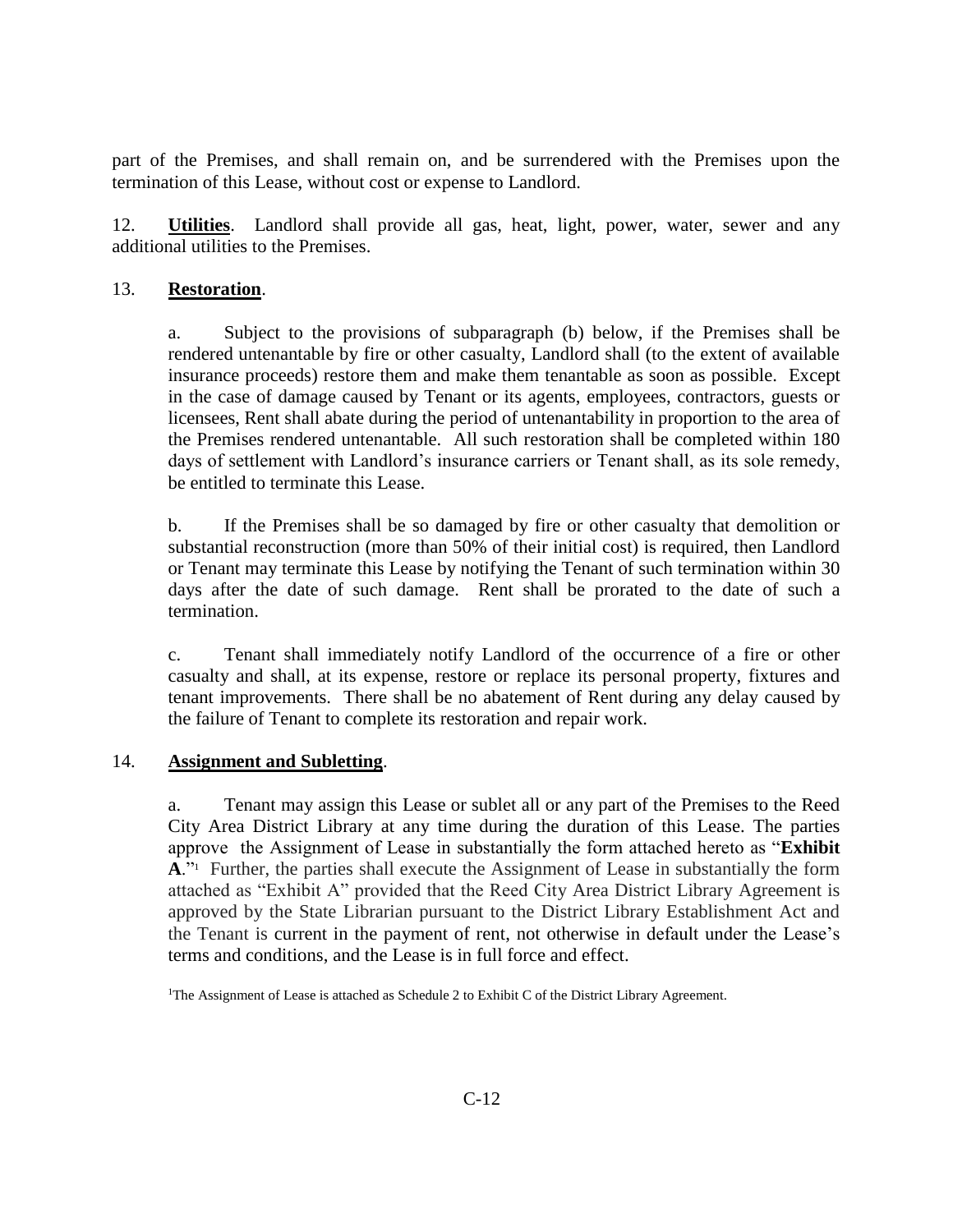part of the Premises, and shall remain on, and be surrendered with the Premises upon the termination of this Lease, without cost or expense to Landlord.

12. **Utilities**. Landlord shall provide all gas, heat, light, power, water, sewer and any additional utilities to the Premises.

13. **Restoration**.

a. Subject to the provisions of subparagraph (b) below, if the Premises shall be rendered untenantable by fire or other casualty, Landlord shall (to the extent of available insurance proceeds) restore them and make them tenantable as soon as possible. Except in the case of damage caused by Tenant or its agents, employees, contractors, guests or licensees, Rent shall abate during the period of untenantability in proportion to the area of the Premises rendered untenantable. All such restoration shall be completed within 180 days of settlement with Landlord's insurance carriers or Tenant shall, as its sole remedy, be entitled to terminate this Lease.

b. If the Premises shall be so damaged by fire or other casualty that demolition or substantial reconstruction (more than 50% of their initial cost) is required, then Landlord or Tenant may terminate this Lease by notifying the Tenant of such termination within 30 days after the date of such damage. Rent shall be prorated to the date of such a termination.

c. Tenant shall immediately notify Landlord of the occurrence of a fire or other casualty and shall, at its expense, restore or replace its personal property, fixtures and tenant improvements. There shall be no abatement of Rent during any delay caused by the failure of Tenant to complete its restoration and repair work.

14. **Assignment and Subletting**.

a. Tenant may assign this Lease or sublet all or any part of the Premises to the Reed City Area District Library at any time during the duration of this Lease. The parties approve the Assignment of Lease in substantially the form attached hereto as "**Exhibit A**."[1] Further, the parties shall execute the Assignment of Lease in substantially the form attached as "Exhibit A" provided that the Reed City Area District Library Agreement is approved by the State Librarian pursuant to the District Library Establishment Act and the Tenant is current in the payment of rent, not otherwise in default under the Lease's terms and conditions, and the Lease is in full force and effect.

[1]The Assignment of Lease is attached as Schedule 2 to Exhibit C of the District Library Agreement.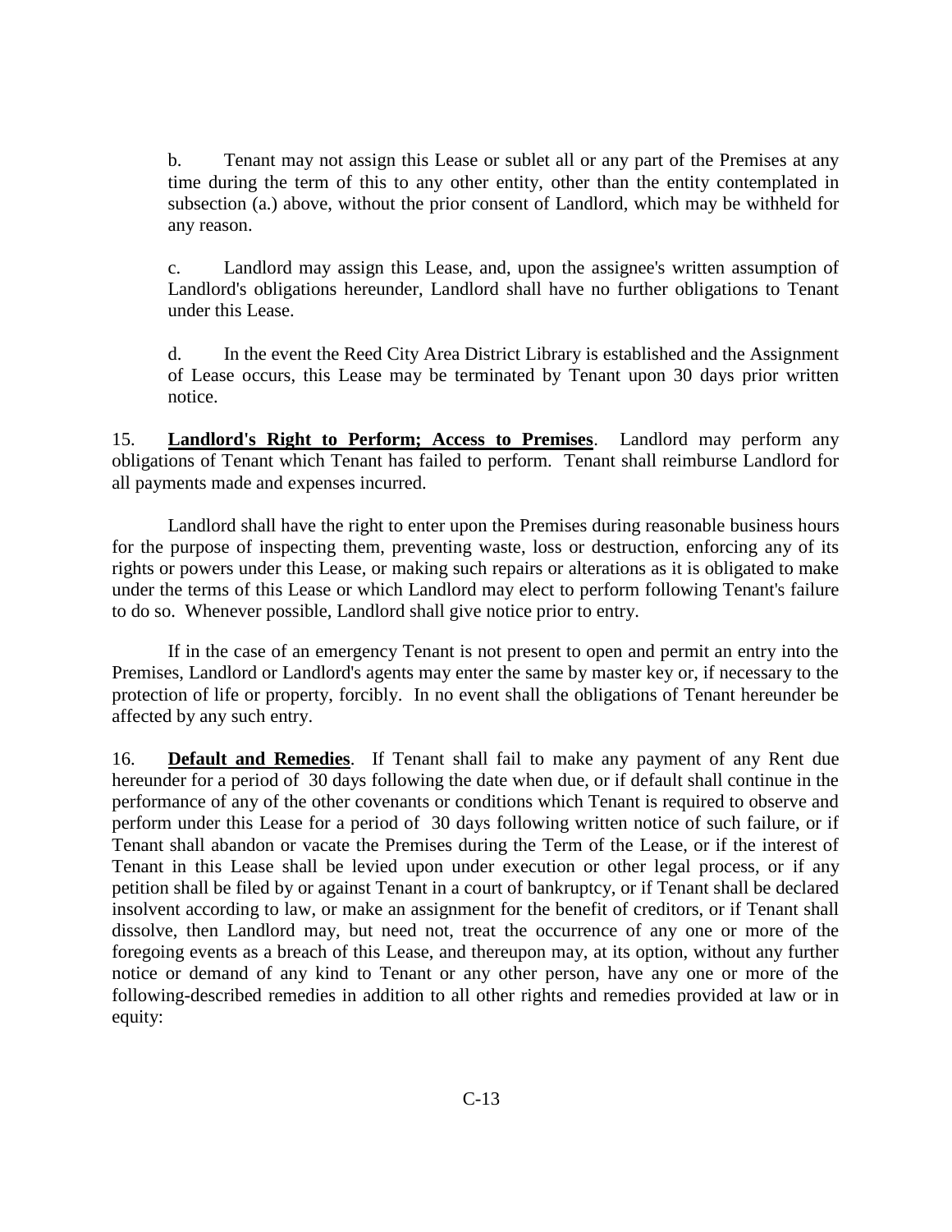b. Tenant may not assign this Lease or sublet all or any part of the Premises at any time during the term of this to any other entity, other than the entity contemplated in subsection (a.) above, without the prior consent of Landlord, which may be withheld for any reason.

c. Landlord may assign this Lease, and, upon the assignee's written assumption of Landlord's obligations hereunder, Landlord shall have no further obligations to Tenant under this Lease.

d. In the event the Reed City Area District Library is established and the Assignment of Lease occurs, this Lease may be terminated by Tenant upon 30 days prior written notice.

15. **Landlord's Right to Perform; Access to Premises**. Landlord may perform any obligations of Tenant which Tenant has failed to perform. Tenant shall reimburse Landlord for all payments made and expenses incurred.

Landlord shall have the right to enter upon the Premises during reasonable business hours for the purpose of inspecting them, preventing waste, loss or destruction, enforcing any of its rights or powers under this Lease, or making such repairs or alterations as it is obligated to make under the terms of this Lease or which Landlord may elect to perform following Tenant's failure to do so. Whenever possible, Landlord shall give notice prior to entry.

If in the case of an emergency Tenant is not present to open and permit an entry into the Premises, Landlord or Landlord's agents may enter the same by master key or, if necessary to the protection of life or property, forcibly. In no event shall the obligations of Tenant hereunder be affected by any such entry.

16. **Default and Remedies**. If Tenant shall fail to make any payment of any Rent due hereunder for a period of 30 days following the date when due, or if default shall continue in the performance of any of the other covenants or conditions which Tenant is required to observe and perform under this Lease for a period of 30 days following written notice of such failure, or if Tenant shall abandon or vacate the Premises during the Term of the Lease, or if the interest of Tenant in this Lease shall be levied upon under execution or other legal process, or if any petition shall be filed by or against Tenant in a court of bankruptcy, or if Tenant shall be declared insolvent according to law, or make an assignment for the benefit of creditors, or if Tenant shall dissolve, then Landlord may, but need not, treat the occurrence of any one or more of the foregoing events as a breach of this Lease, and thereupon may, at its option, without any further notice or demand of any kind to Tenant or any other person, have any one or more of the following-described remedies in addition to all other rights and remedies provided at law or in equity: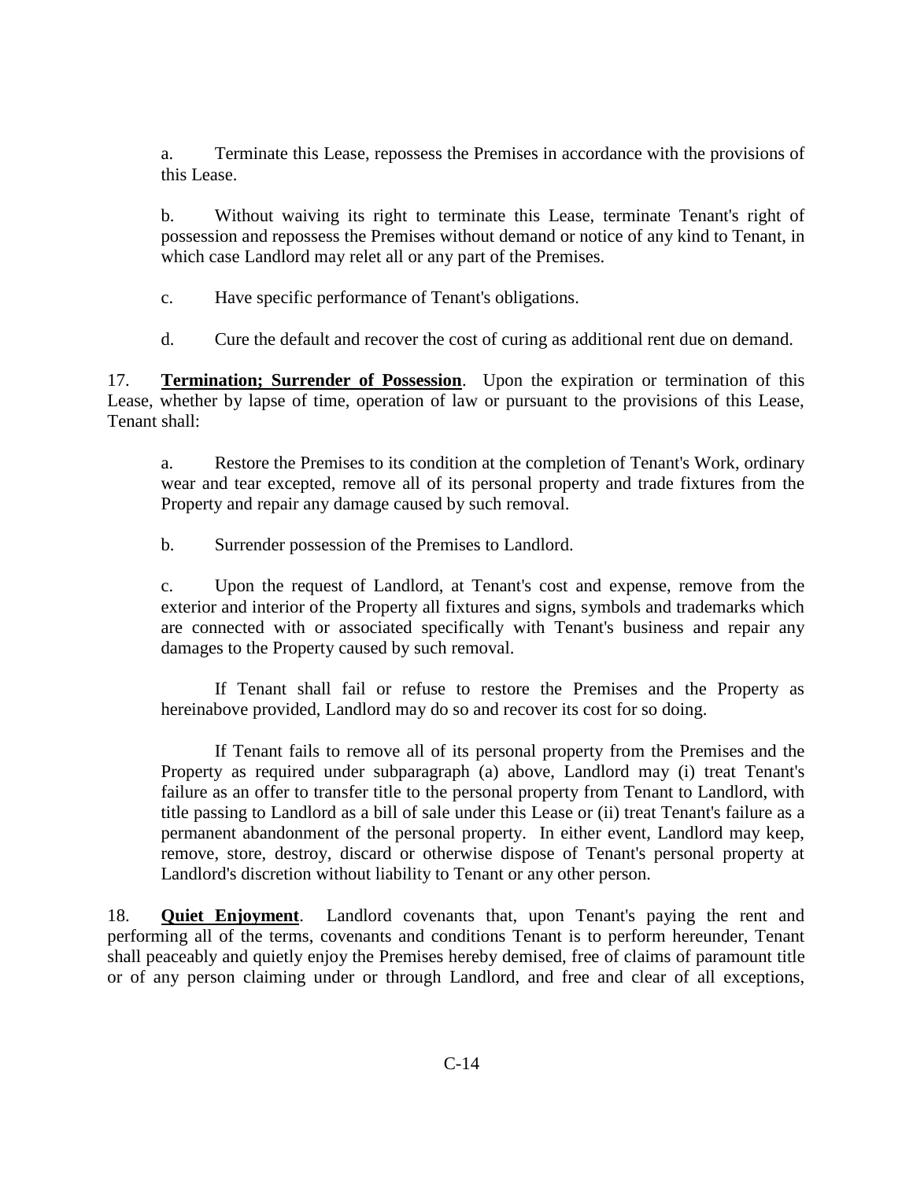a. Terminate this Lease, repossess the Premises in accordance with the provisions of this Lease.

b. Without waiving its right to terminate this Lease, terminate Tenant's right of possession and repossess the Premises without demand or notice of any kind to Tenant, in which case Landlord may relet all or any part of the Premises.

c. Have specific performance of Tenant's obligations.

d. Cure the default and recover the cost of curing as additional rent due on demand.

17. **Termination; Surrender of Possession**. Upon the expiration or termination of this Lease, whether by lapse of time, operation of law or pursuant to the provisions of this Lease, Tenant shall:

a. Restore the Premises to its condition at the completion of Tenant's Work, ordinary wear and tear excepted, remove all of its personal property and trade fixtures from the Property and repair any damage caused by such removal.

b. Surrender possession of the Premises to Landlord.

c. Upon the request of Landlord, at Tenant's cost and expense, remove from the exterior and interior of the Property all fixtures and signs, symbols and trademarks which are connected with or associated specifically with Tenant's business and repair any damages to the Property caused by such removal.

If Tenant shall fail or refuse to restore the Premises and the Property as hereinabove provided, Landlord may do so and recover its cost for so doing.

If Tenant fails to remove all of its personal property from the Premises and the Property as required under subparagraph (a) above, Landlord may (i) treat Tenant's failure as an offer to transfer title to the personal property from Tenant to Landlord, with title passing to Landlord as a bill of sale under this Lease or (ii) treat Tenant's failure as a permanent abandonment of the personal property. In either event, Landlord may keep, remove, store, destroy, discard or otherwise dispose of Tenant's personal property at Landlord's discretion without liability to Tenant or any other person.

18. **Quiet Enjoyment**. Landlord covenants that, upon Tenant's paying the rent and performing all of the terms, covenants and conditions Tenant is to perform hereunder, Tenant shall peaceably and quietly enjoy the Premises hereby demised, free of claims of paramount title or of any person claiming under or through Landlord, and free and clear of all exceptions,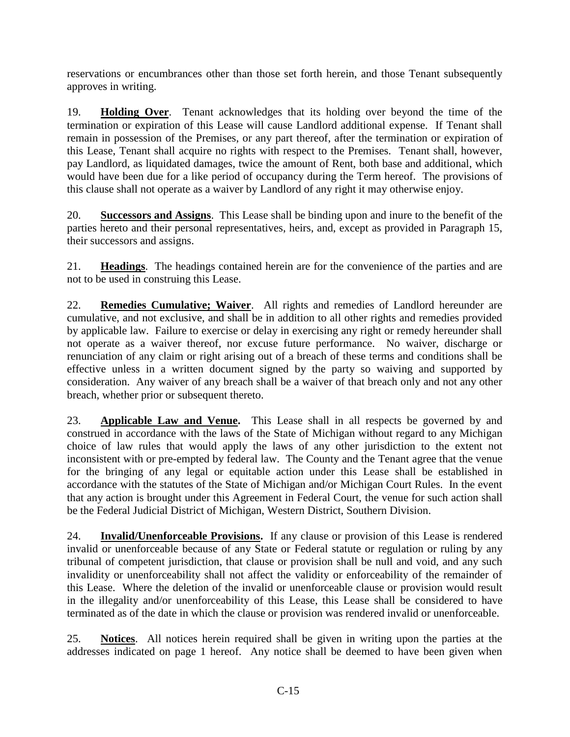reservations or encumbrances other than those set forth herein, and those Tenant subsequently approves in writing.

19. **Holding Over**. Tenant acknowledges that its holding over beyond the time of the termination or expiration of this Lease will cause Landlord additional expense. If Tenant shall remain in possession of the Premises, or any part thereof, after the termination or expiration of this Lease, Tenant shall acquire no rights with respect to the Premises. Tenant shall, however, pay Landlord, as liquidated damages, twice the amount of Rent, both base and additional, which would have been due for a like period of occupancy during the Term hereof. The provisions of this clause shall not operate as a waiver by Landlord of any right it may otherwise enjoy.

20. **Successors and Assigns**. This Lease shall be binding upon and inure to the benefit of the parties hereto and their personal representatives, heirs, and, except as provided in Paragraph 15, their successors and assigns.

21. **Headings**. The headings contained herein are for the convenience of the parties and are not to be used in construing this Lease.

22. **Remedies Cumulative; Waiver**. All rights and remedies of Landlord hereunder are cumulative, and not exclusive, and shall be in addition to all other rights and remedies provided by applicable law. Failure to exercise or delay in exercising any right or remedy hereunder shall not operate as a waiver thereof, nor excuse future performance. No waiver, discharge or renunciation of any claim or right arising out of a breach of these terms and conditions shall be effective unless in a written document signed by the party so waiving and supported by consideration. Any waiver of any breach shall be a waiver of that breach only and not any other breach, whether prior or subsequent thereto.

23. **Applicable Law and Venue.** This Lease shall in all respects be governed by and construed in accordance with the laws of the State of Michigan without regard to any Michigan choice of law rules that would apply the laws of any other jurisdiction to the extent not inconsistent with or pre-empted by federal law. The County and the Tenant agree that the venue for the bringing of any legal or equitable action under this Lease shall be established in accordance with the statutes of the State of Michigan and/or Michigan Court Rules. In the event that any action is brought under this Agreement in Federal Court, the venue for such action shall be the Federal Judicial District of Michigan, Western District, Southern Division.

24. **Invalid/Unenforceable Provisions.** If any clause or provision of this Lease is rendered invalid or unenforceable because of any State or Federal statute or regulation or ruling by any tribunal of competent jurisdiction, that clause or provision shall be null and void, and any such invalidity or unenforceability shall not affect the validity or enforceability of the remainder of this Lease. Where the deletion of the invalid or unenforceable clause or provision would result in the illegality and/or unenforceability of this Lease, this Lease shall be considered to have terminated as of the date in which the clause or provision was rendered invalid or unenforceable.

25. **Notices**. All notices herein required shall be given in writing upon the parties at the addresses indicated on page 1 hereof. Any notice shall be deemed to have been given when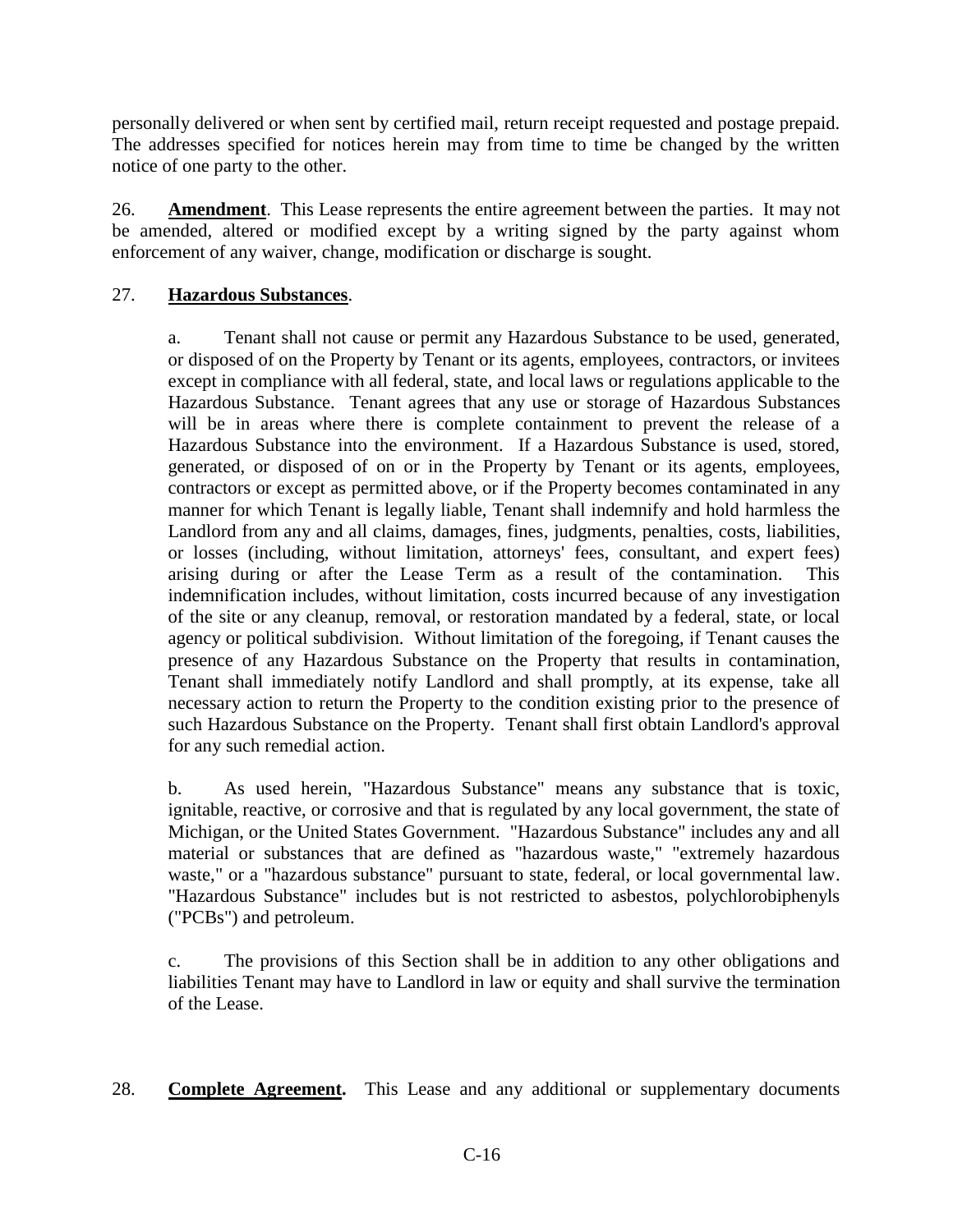personally delivered or when sent by certified mail, return receipt requested and postage prepaid. The addresses specified for notices herein may from time to time be changed by the written notice of one party to the other.

26. **Amendment**. This Lease represents the entire agreement between the parties. It may not be amended, altered or modified except by a writing signed by the party against whom enforcement of any waiver, change, modification or discharge is sought.

27. **Hazardous Substances**.

a. Tenant shall not cause or permit any Hazardous Substance to be used, generated, or disposed of on the Property by Tenant or its agents, employees, contractors, or invitees except in compliance with all federal, state, and local laws or regulations applicable to the Hazardous Substance. Tenant agrees that any use or storage of Hazardous Substances will be in areas where there is complete containment to prevent the release of a Hazardous Substance into the environment. If a Hazardous Substance is used, stored, generated, or disposed of on or in the Property by Tenant or its agents, employees, contractors or except as permitted above, or if the Property becomes contaminated in any manner for which Tenant is legally liable, Tenant shall indemnify and hold harmless the Landlord from any and all claims, damages, fines, judgments, penalties, costs, liabilities, or losses (including, without limitation, attorneys' fees, consultant, and expert fees) arising during or after the Lease Term as a result of the contamination. This indemnification includes, without limitation, costs incurred because of any investigation of the site or any cleanup, removal, or restoration mandated by a federal, state, or local agency or political subdivision. Without limitation of the foregoing, if Tenant causes the presence of any Hazardous Substance on the Property that results in contamination, Tenant shall immediately notify Landlord and shall promptly, at its expense, take all necessary action to return the Property to the condition existing prior to the presence of such Hazardous Substance on the Property. Tenant shall first obtain Landlord's approval for any such remedial action.

b. As used herein, "Hazardous Substance" means any substance that is toxic, ignitable, reactive, or corrosive and that is regulated by any local government, the state of Michigan, or the United States Government. "Hazardous Substance" includes any and all material or substances that are defined as "hazardous waste," "extremely hazardous waste," or a "hazardous substance" pursuant to state, federal, or local governmental law. "Hazardous Substance" includes but is not restricted to asbestos, polychlorobiphenyls ("PCBs") and petroleum.

c. The provisions of this Section shall be in addition to any other obligations and liabilities Tenant may have to Landlord in law or equity and shall survive the termination of the Lease.

28. **Complete Agreement.** This Lease and any additional or supplementary documents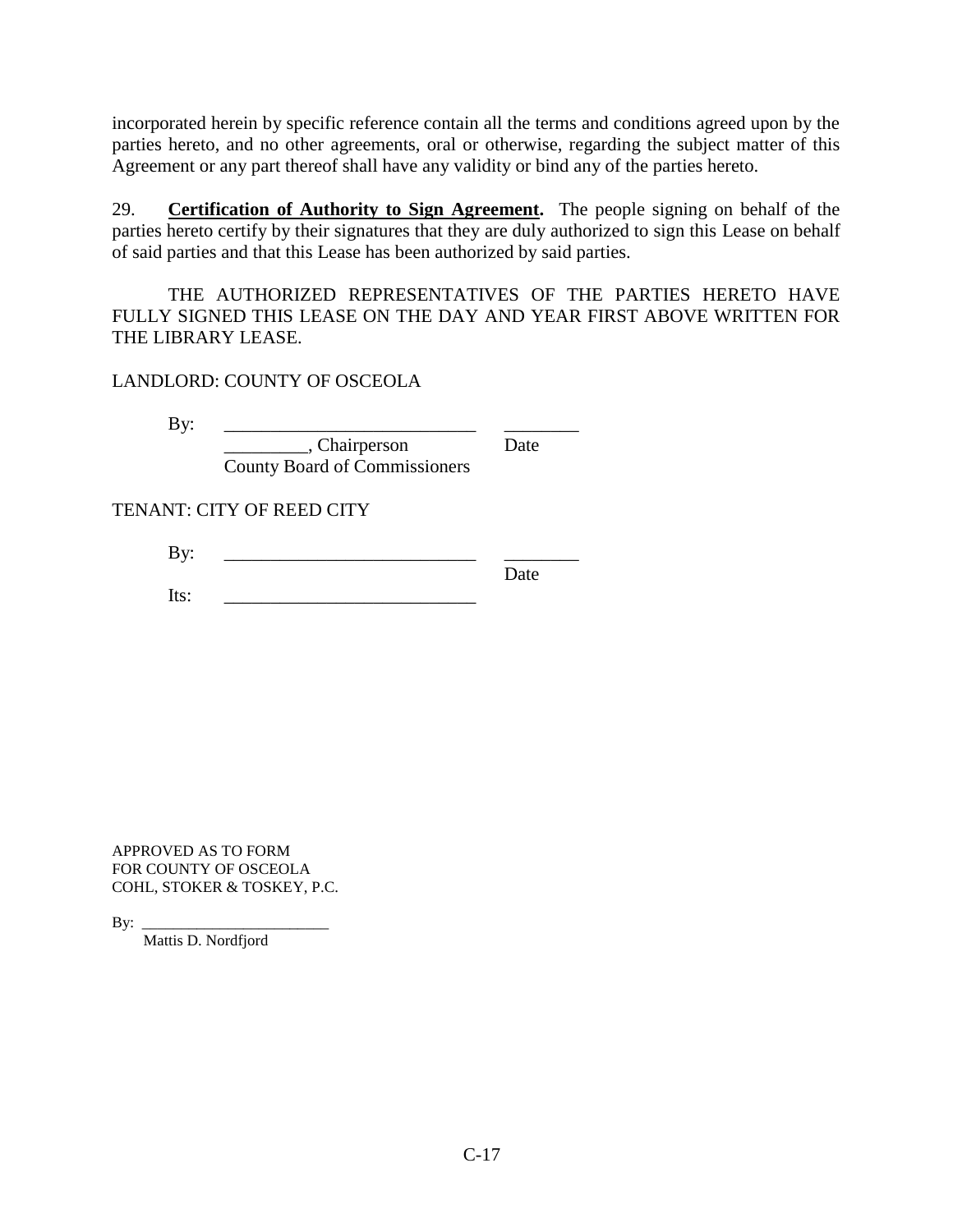incorporated herein by specific reference contain all the terms and conditions agreed upon by the parties hereto, and no other agreements, oral or otherwise, regarding the subject matter of this Agreement or any part thereof shall have any validity or bind any of the parties hereto.

29. **Certification of Authority to Sign Agreement.** The people signing on behalf of the parties hereto certify by their signatures that they are duly authorized to sign this Lease on behalf of said parties and that this Lease has been authorized by said parties.

THE AUTHORIZED REPRESENTATIVES OF THE PARTIES HERETO HAVE FULLY SIGNED THIS LEASE ON THE DAY AND YEAR FIRST ABOVE WRITTEN FOR THE LIBRARY LEASE.

LANDLORD: COUNTY OF OSCEOLA

By: ___________________________ ________
_________, Chairperson Date
County Board of Commissioners

TENANT: CITY OF REED CITY

By: ___________________________ ________
Date

Its: ___________________________

APPROVED AS TO FORM
FOR COUNTY OF OSCEOLA
COHL, STOKER & TOSKEY, P.C.

By: ________________________
Mattis D. Nordfjord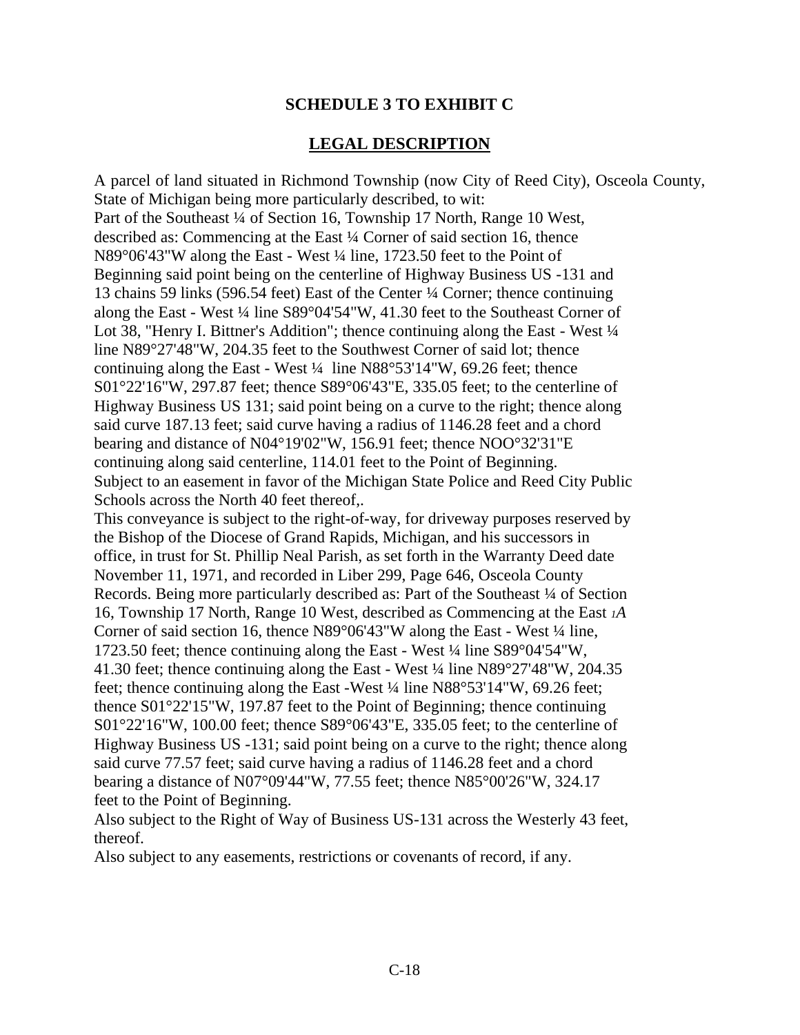**SCHEDULE 3 TO EXHIBIT C**

**LEGAL DESCRIPTION**

A parcel of land situated in Richmond Township (now City of Reed City), Osceola County, State of Michigan being more particularly described, to wit:
Part of the Southeast ¼ of Section 16, Township 17 North, Range 10 West, described as: Commencing at the East ¼ Corner of said section 16, thence N89°06'43"W along the East - West ¼ line, 1723.50 feet to the Point of Beginning said point being on the centerline of Highway Business US -131 and 13 chains 59 links (596.54 feet) East of the Center ¼ Corner; thence continuing along the East - West ¼ line S89°04'54"W, 41.30 feet to the Southeast Corner of Lot 38, "Henry I. Bittner's Addition"; thence continuing along the East - West ¼ line N89°27'48"W, 204.35 feet to the Southwest Corner of said lot; thence continuing along the East - West ¼ line N88°53'14"W, 69.26 feet; thence S01°22'16"W, 297.87 feet; thence S89°06'43"E, 335.05 feet; to the centerline of Highway Business US 131; said point being on a curve to the right; thence along said curve 187.13 feet; said curve having a radius of 1146.28 feet and a chord bearing and distance of N04°19'02"W, 156.91 feet; thence NOO°32'31"E continuing along said centerline, 114.01 feet to the Point of Beginning.
Subject to an easement in favor of the Michigan State Police and Reed City Public Schools across the North 40 feet thereof,.
This conveyance is subject to the right-of-way, for driveway purposes reserved by the Bishop of the Diocese of Grand Rapids, Michigan, and his successors in office, in trust for St. Phillip Neal Parish, as set forth in the Warranty Deed date November 11, 1971, and recorded in Liber 299, Page 646, Osceola County Records. Being more particularly described as: Part of the Southeast ¼ of Section 16, Township 17 North, Range 10 West, described as Commencing at the East 1A Corner of said section 16, thence N89°06'43"W along the East - West ¼ line, 1723.50 feet; thence continuing along the East - West ¼ line S89°04'54"W, 41.30 feet; thence continuing along the East - West ¼ line N89°27'48"W, 204.35 feet; thence continuing along the East -West ¼ line N88°53'14"W, 69.26 feet; thence S01°22'15"W, 197.87 feet to the Point of Beginning; thence continuing S01°22'16"W, 100.00 feet; thence S89°06'43"E, 335.05 feet; to the centerline of Highway Business US -131; said point being on a curve to the right; thence along said curve 77.57 feet; said curve having a radius of 1146.28 feet and a chord bearing a distance of N07°09'44"W, 77.55 feet; thence N85°00'26"W, 324.17 feet to the Point of Beginning.
Also subject to the Right of Way of Business US-131 across the Westerly 43 feet, thereof.
Also subject to any easements, restrictions or covenants of record, if any.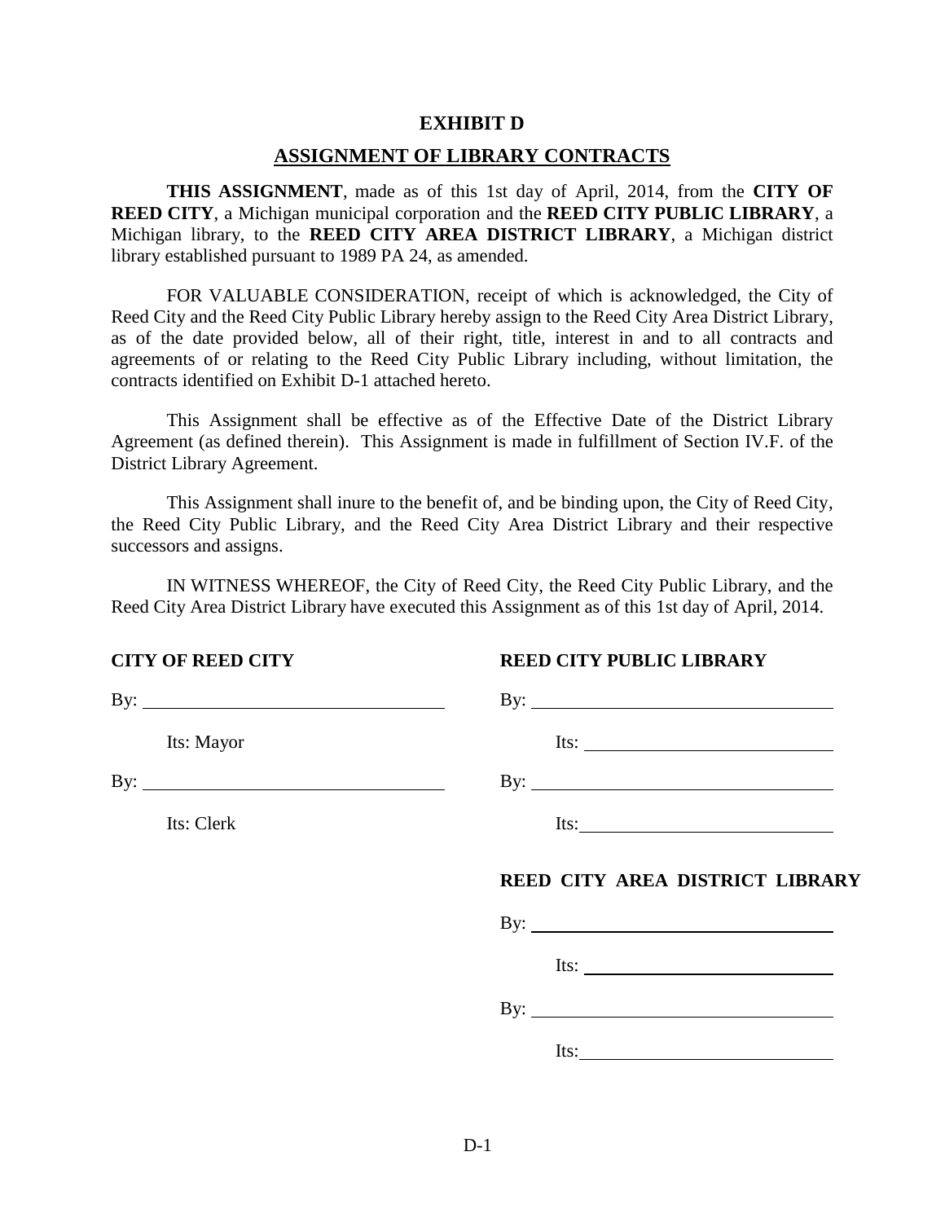# EXHIBIT D

## ASSIGNMENT OF LIBRARY CONTRACTS

**THIS ASSIGNMENT**, made as of this 1st day of April, 2014, from the **CITY OF REED CITY**, a Michigan municipal corporation and the **REED CITY PUBLIC LIBRARY**, a Michigan library, to the **REED CITY AREA DISTRICT LIBRARY**, a Michigan district library established pursuant to 1989 PA 24, as amended.

FOR VALUABLE CONSIDERATION, receipt of which is acknowledged, the City of Reed City and the Reed City Public Library hereby assign to the Reed City Area District Library, as of the date provided below, all of their right, title, interest in and to all contracts and agreements of or relating to the Reed City Public Library including, without limitation, the contracts identified on Exhibit D-1 attached hereto.

This Assignment shall be effective as of the Effective Date of the District Library Agreement (as defined therein). This Assignment is made in fulfillment of Section IV.F. of the District Library Agreement.

This Assignment shall inure to the benefit of, and be binding upon, the City of Reed City, the Reed City Public Library, and the Reed City Area District Library and their respective successors and assigns.

IN WITNESS WHEREOF, the City of Reed City, the Reed City Public Library, and the Reed City Area District Library have executed this Assignment as of this 1st day of April, 2014.

**CITY OF REED CITY**

By: ______________________________

Its: Mayor

By: ______________________________

Its: Clerk

**REED CITY PUBLIC LIBRARY**

By: ______________________________

Its: ______________________________

By: ______________________________

Its: ______________________________

**REED CITY AREA DISTRICT LIBRARY**

By: ______________________________

Its: ______________________________

By: ______________________________

Its: ______________________________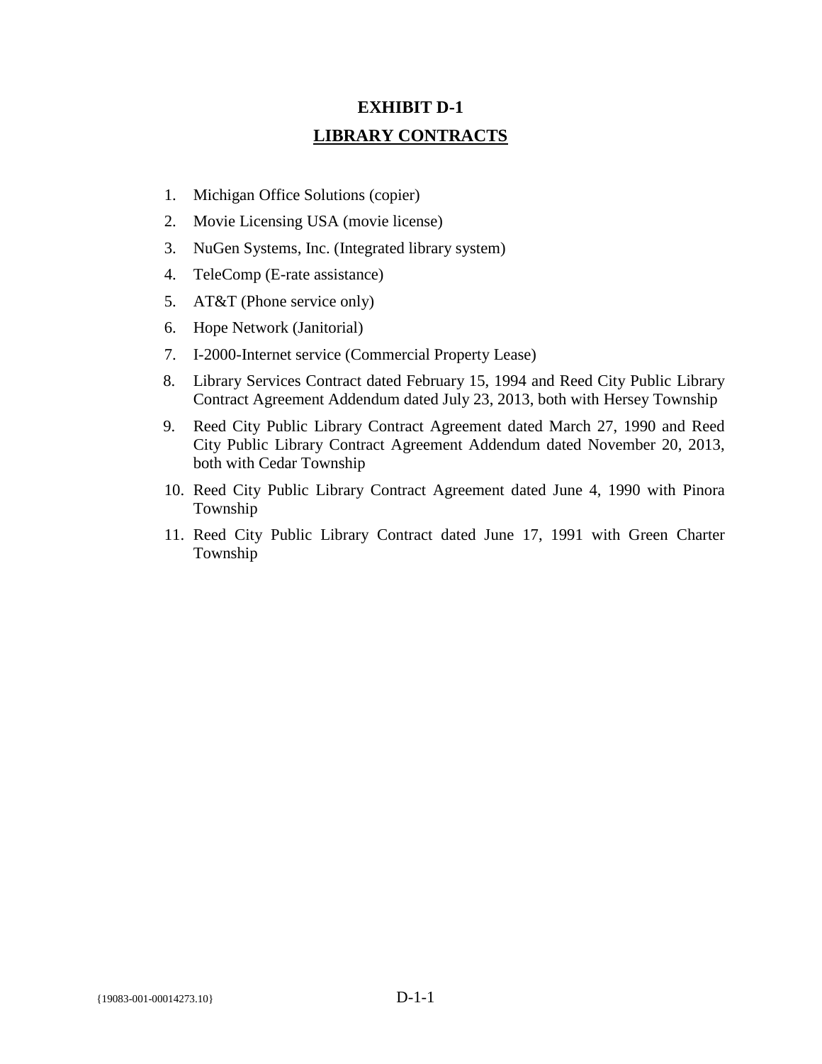# EXHIBIT D-1

## LIBRARY CONTRACTS

1. Michigan Office Solutions (copier)
2. Movie Licensing USA (movie license)
3. NuGen Systems, Inc. (Integrated library system)
4. TeleComp (E-rate assistance)
5. AT&T (Phone service only)
6. Hope Network (Janitorial)
7. I-2000-Internet service (Commercial Property Lease)
8. Library Services Contract dated February 15, 1994 and Reed City Public Library Contract Agreement Addendum dated July 23, 2013, both with Hersey Township
9. Reed City Public Library Contract Agreement dated March 27, 1990 and Reed City Public Library Contract Agreement Addendum dated November 20, 2013, both with Cedar Township
10. Reed City Public Library Contract Agreement dated June 4, 1990 with Pinora Township
11. Reed City Public Library Contract dated June 17, 1991 with Green Charter Township

{19083-001-00014273.10}